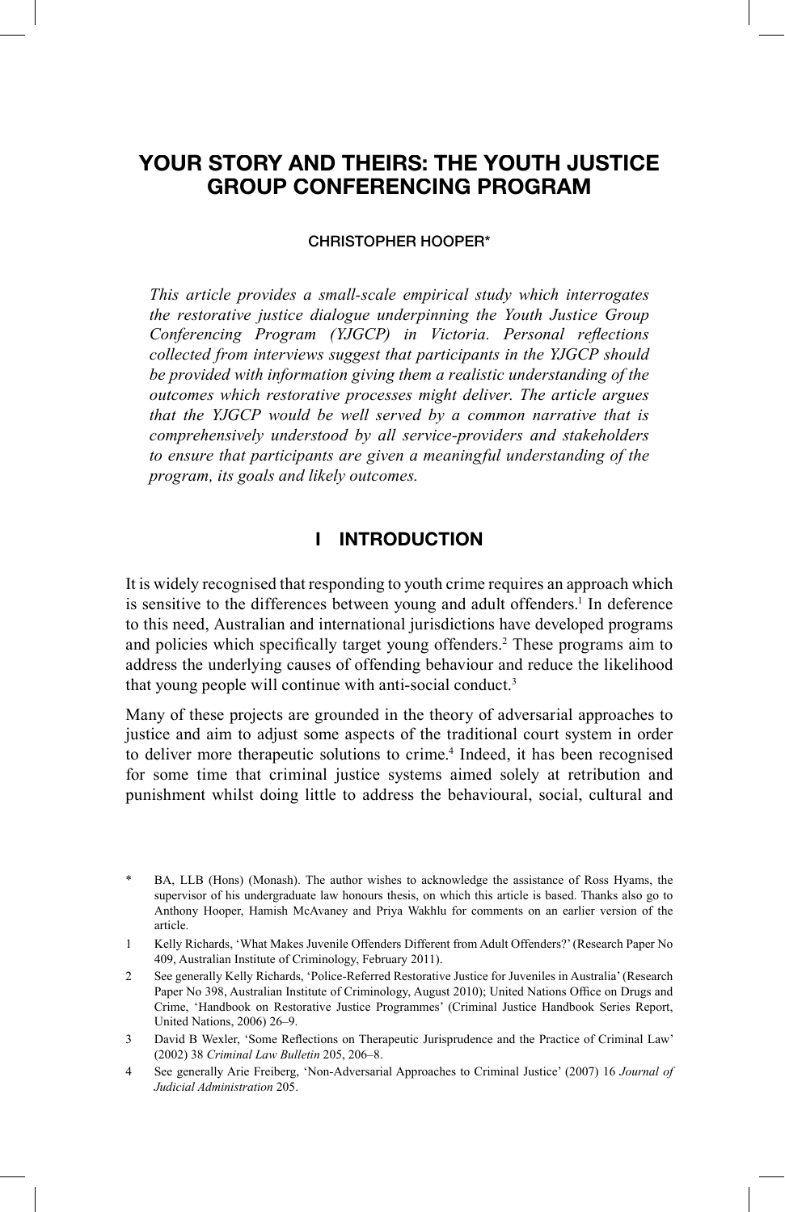# YOUR STORY AND THEIRS: THE YOUTH JUSTICE GROUP CONFERENCING PROGRAM

CHRISTOPHER HOOPER*

*This article provides a small-scale empirical study which interrogates the restorative justice dialogue underpinning the Youth Justice Group Conferencing Program (YJGCP) in Victoria. Personal reflections collected from interviews suggest that participants in the YJGCP should be provided with information giving them a realistic understanding of the outcomes which restorative processes might deliver. The article argues that the YJGCP would be well served by a common narrative that is comprehensively understood by all service-providers and stakeholders to ensure that participants are given a meaningful understanding of the program, its goals and likely outcomes.*

## I INTRODUCTION

It is widely recognised that responding to youth crime requires an approach which is sensitive to the differences between young and adult offenders.[1] In deference to this need, Australian and international jurisdictions have developed programs and policies which specifically target young offenders.[2] These programs aim to address the underlying causes of offending behaviour and reduce the likelihood that young people will continue with anti-social conduct.[3]

Many of these projects are grounded in the theory of adversarial approaches to justice and aim to adjust some aspects of the traditional court system in order to deliver more therapeutic solutions to crime.[4] Indeed, it has been recognised for some time that criminal justice systems aimed solely at retribution and punishment whilst doing little to address the behavioural, social, cultural and

---

\* BA, LLB (Hons) (Monash). The author wishes to acknowledge the assistance of Ross Hyams, the supervisor of his undergraduate law honours thesis, on which this article is based. Thanks also go to Anthony Hooper, Hamish McAvaney and Priya Wakhlu for comments on an earlier version of the article.

1 Kelly Richards, 'What Makes Juvenile Offenders Different from Adult Offenders?' (Research Paper No 409, Australian Institute of Criminology, February 2011).

2 See generally Kelly Richards, 'Police-Referred Restorative Justice for Juveniles in Australia' (Research Paper No 398, Australian Institute of Criminology, August 2010); United Nations Office on Drugs and Crime, 'Handbook on Restorative Justice Programmes' (Criminal Justice Handbook Series Report, United Nations, 2006) 26–9.

3 David B Wexler, 'Some Reflections on Therapeutic Jurisprudence and the Practice of Criminal Law' (2002) 38 *Criminal Law Bulletin* 205, 206–8.

4 See generally Arie Freiberg, 'Non-Adversarial Approaches to Criminal Justice' (2007) 16 *Journal of Judicial Administration* 205.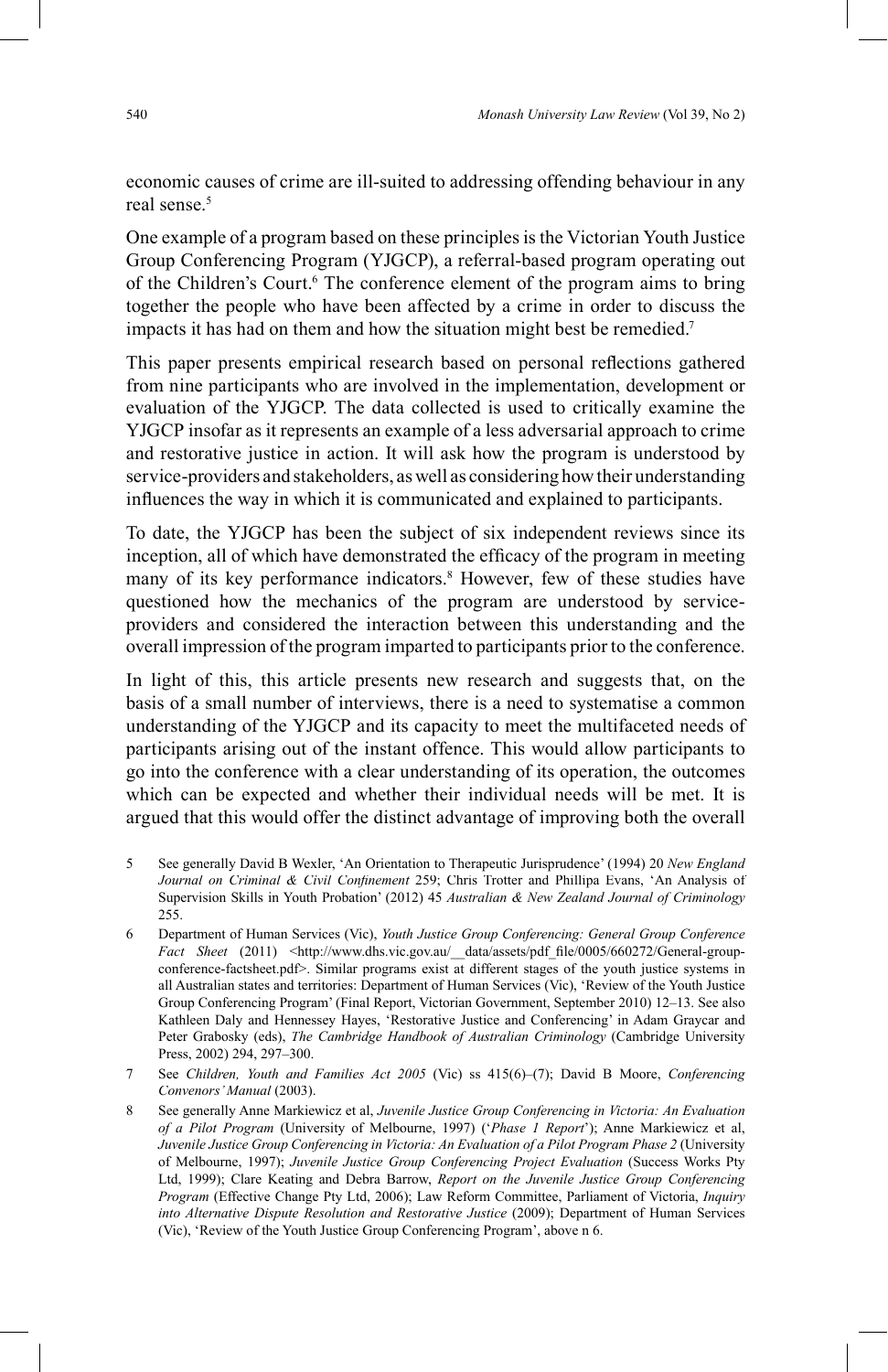economic causes of crime are ill-suited to addressing offending behaviour in any real sense.[5]

One example of a program based on these principles is the Victorian Youth Justice Group Conferencing Program (YJGCP), a referral-based program operating out of the Children's Court.[6] The conference element of the program aims to bring together the people who have been affected by a crime in order to discuss the impacts it has had on them and how the situation might best be remedied.[7]

This paper presents empirical research based on personal reflections gathered from nine participants who are involved in the implementation, development or evaluation of the YJGCP. The data collected is used to critically examine the YJGCP insofar as it represents an example of a less adversarial approach to crime and restorative justice in action. It will ask how the program is understood by service-providers and stakeholders, as well as considering how their understanding influences the way in which it is communicated and explained to participants.

To date, the YJGCP has been the subject of six independent reviews since its inception, all of which have demonstrated the efficacy of the program in meeting many of its key performance indicators.[8] However, few of these studies have questioned how the mechanics of the program are understood by service-providers and considered the interaction between this understanding and the overall impression of the program imparted to participants prior to the conference.

In light of this, this article presents new research and suggests that, on the basis of a small number of interviews, there is a need to systematise a common understanding of the YJGCP and its capacity to meet the multifaceted needs of participants arising out of the instant offence. This would allow participants to go into the conference with a clear understanding of its operation, the outcomes which can be expected and whether their individual needs will be met. It is argued that this would offer the distinct advantage of improving both the overall

5 See generally David B Wexler, 'An Orientation to Therapeutic Jurisprudence' (1994) 20 *New England Journal on Criminal & Civil Confinement* 259; Chris Trotter and Phillipa Evans, 'An Analysis of Supervision Skills in Youth Probation' (2012) 45 *Australian & New Zealand Journal of Criminology* 255.

6 Department of Human Services (Vic), *Youth Justice Group Conferencing: General Group Conference Fact Sheet* (2011) <http://www.dhs.vic.gov.au/__data/assets/pdf_file/0005/660272/General-group-conference-factsheet.pdf>. Similar programs exist at different stages of the youth justice systems in all Australian states and territories: Department of Human Services (Vic), 'Review of the Youth Justice Group Conferencing Program' (Final Report, Victorian Government, September 2010) 12–13. See also Kathleen Daly and Hennessey Hayes, 'Restorative Justice and Conferencing' in Adam Graycar and Peter Grabosky (eds), *The Cambridge Handbook of Australian Criminology* (Cambridge University Press, 2002) 294, 297–300.

7 See *Children, Youth and Families Act 2005* (Vic) ss 415(6)–(7); David B Moore, *Conferencing Convenors' Manual* (2003).

8 See generally Anne Markiewicz et al, *Juvenile Justice Group Conferencing in Victoria: An Evaluation of a Pilot Program* (University of Melbourne, 1997) ('*Phase 1 Report*'); Anne Markiewicz et al, *Juvenile Justice Group Conferencing in Victoria: An Evaluation of a Pilot Program Phase 2* (University of Melbourne, 1997); *Juvenile Justice Group Conferencing Project Evaluation* (Success Works Pty Ltd, 1999); Clare Keating and Debra Barrow, *Report on the Juvenile Justice Group Conferencing Program* (Effective Change Pty Ltd, 2006); Law Reform Committee, Parliament of Victoria, *Inquiry into Alternative Dispute Resolution and Restorative Justice* (2009); Department of Human Services (Vic), 'Review of the Youth Justice Group Conferencing Program', above n 6.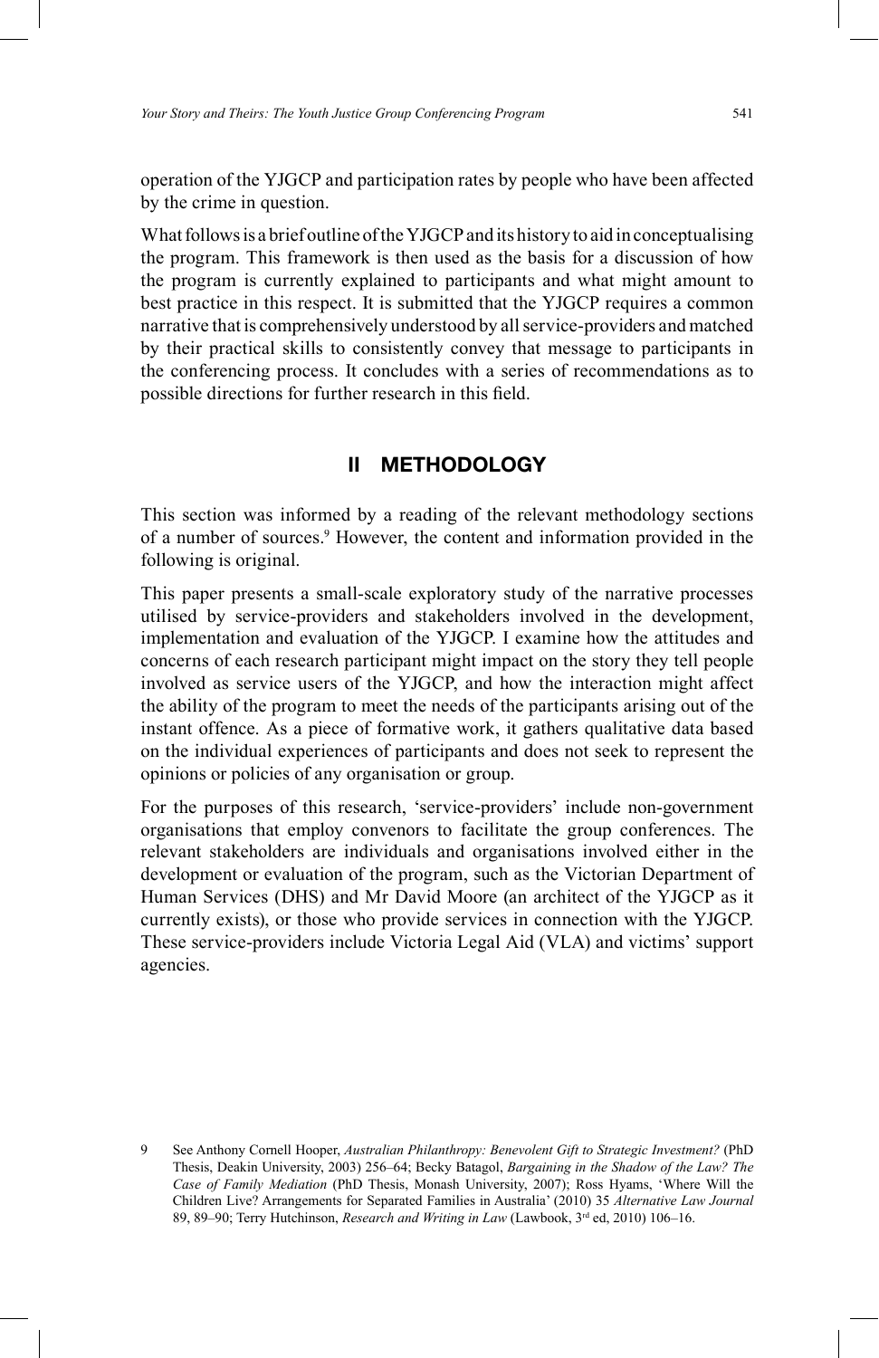operation of the YJGCP and participation rates by people who have been affected by the crime in question.

What follows is a brief outline of the YJGCP and its history to aid in conceptualising the program. This framework is then used as the basis for a discussion of how the program is currently explained to participants and what might amount to best practice in this respect. It is submitted that the YJGCP requires a common narrative that is comprehensively understood by all service-providers and matched by their practical skills to consistently convey that message to participants in the conferencing process. It concludes with a series of recommendations as to possible directions for further research in this field.

## II METHODOLOGY

This section was informed by a reading of the relevant methodology sections of a number of sources.[9] However, the content and information provided in the following is original.

This paper presents a small-scale exploratory study of the narrative processes utilised by service-providers and stakeholders involved in the development, implementation and evaluation of the YJGCP. I examine how the attitudes and concerns of each research participant might impact on the story they tell people involved as service users of the YJGCP, and how the interaction might affect the ability of the program to meet the needs of the participants arising out of the instant offence. As a piece of formative work, it gathers qualitative data based on the individual experiences of participants and does not seek to represent the opinions or policies of any organisation or group.

For the purposes of this research, 'service-providers' include non-government organisations that employ convenors to facilitate the group conferences. The relevant stakeholders are individuals and organisations involved either in the development or evaluation of the program, such as the Victorian Department of Human Services (DHS) and Mr David Moore (an architect of the YJGCP as it currently exists), or those who provide services in connection with the YJGCP. These service-providers include Victoria Legal Aid (VLA) and victims' support agencies.

9 See Anthony Cornell Hooper, *Australian Philanthropy: Benevolent Gift to Strategic Investment?* (PhD Thesis, Deakin University, 2003) 256–64; Becky Batagol, *Bargaining in the Shadow of the Law? The Case of Family Mediation* (PhD Thesis, Monash University, 2007); Ross Hyams, 'Where Will the Children Live? Arrangements for Separated Families in Australia' (2010) 35 *Alternative Law Journal* 89, 89–90; Terry Hutchinson, *Research and Writing in Law* (Lawbook, 3rd ed, 2010) 106–16.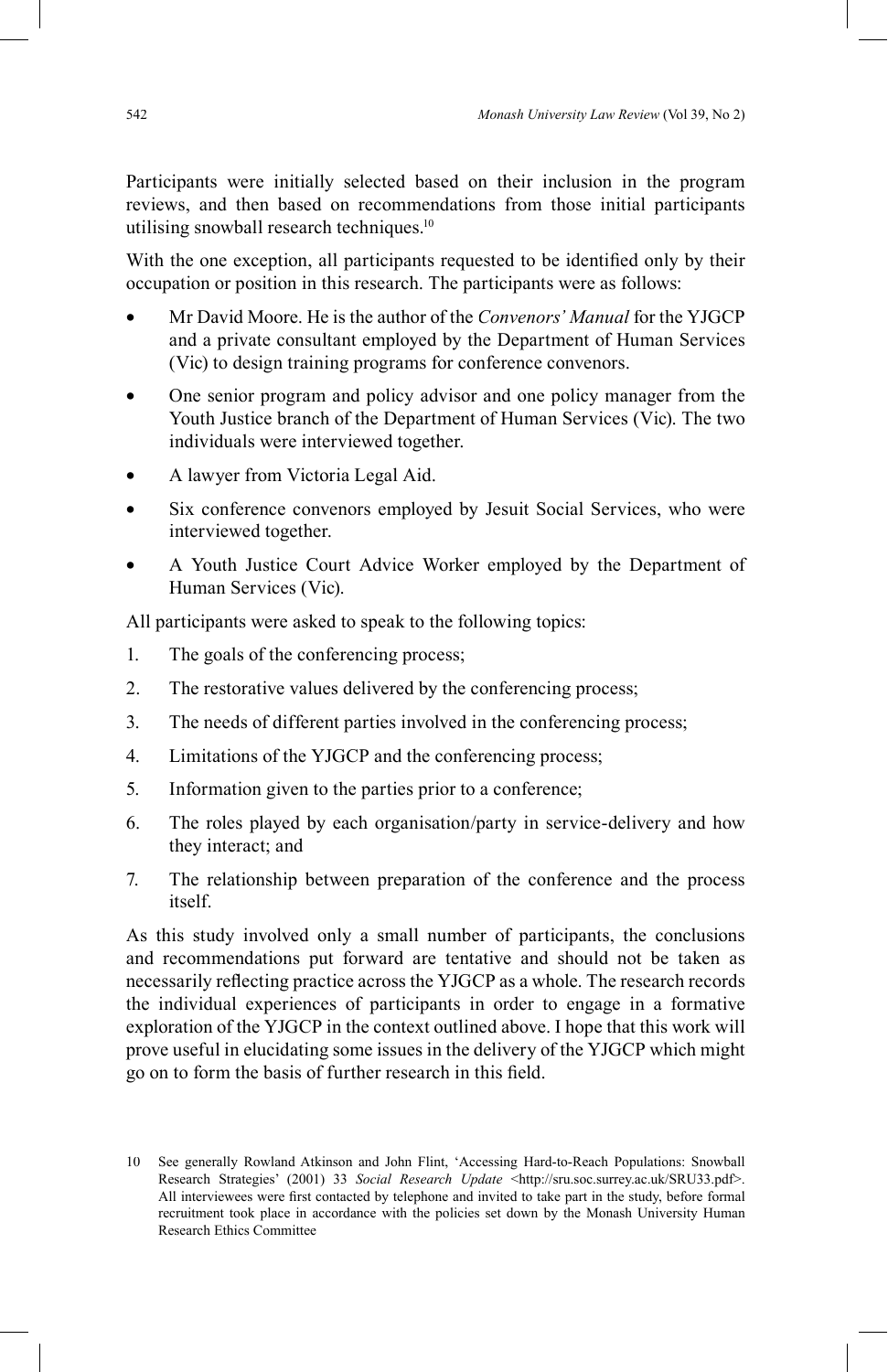Participants were initially selected based on their inclusion in the program reviews, and then based on recommendations from those initial participants utilising snowball research techniques.[10]

With the one exception, all participants requested to be identified only by their occupation or position in this research. The participants were as follows:

- Mr David Moore. He is the author of the *Convenors' Manual* for the YJGCP and a private consultant employed by the Department of Human Services (Vic) to design training programs for conference convenors.
- One senior program and policy advisor and one policy manager from the Youth Justice branch of the Department of Human Services (Vic). The two individuals were interviewed together.
- A lawyer from Victoria Legal Aid.
- Six conference convenors employed by Jesuit Social Services, who were interviewed together.
- A Youth Justice Court Advice Worker employed by the Department of Human Services (Vic).

All participants were asked to speak to the following topics:

1. The goals of the conferencing process;
2. The restorative values delivered by the conferencing process;
3. The needs of different parties involved in the conferencing process;
4. Limitations of the YJGCP and the conferencing process;
5. Information given to the parties prior to a conference;
6. The roles played by each organisation/party in service-delivery and how they interact; and
7. The relationship between preparation of the conference and the process itself.

As this study involved only a small number of participants, the conclusions and recommendations put forward are tentative and should not be taken as necessarily reflecting practice across the YJGCP as a whole. The research records the individual experiences of participants in order to engage in a formative exploration of the YJGCP in the context outlined above. I hope that this work will prove useful in elucidating some issues in the delivery of the YJGCP which might go on to form the basis of further research in this field.

10 See generally Rowland Atkinson and John Flint, 'Accessing Hard-to-Reach Populations: Snowball Research Strategies' (2001) 33 *Social Research Update* <http://sru.soc.surrey.ac.uk/SRU33.pdf>. All interviewees were first contacted by telephone and invited to take part in the study, before formal recruitment took place in accordance with the policies set down by the Monash University Human Research Ethics Committee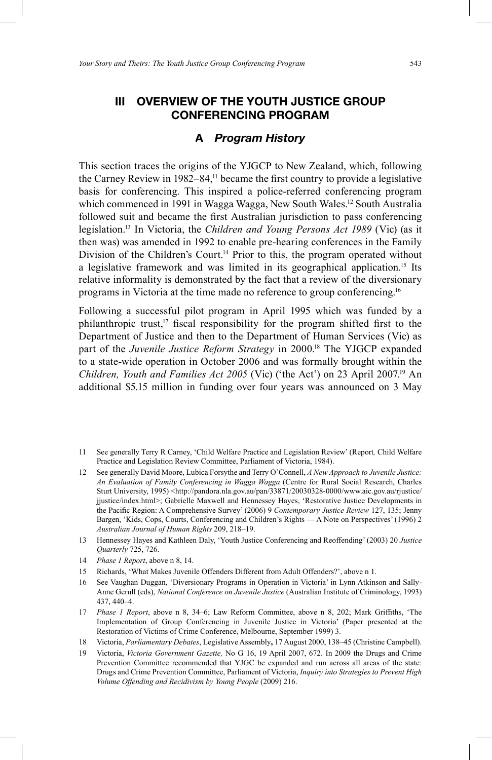## III OVERVIEW OF THE YOUTH JUSTICE GROUP CONFERENCING PROGRAM

### A *Program History*

This section traces the origins of the YJGCP to New Zealand, which, following the Carney Review in 1982–84,[11] became the first country to provide a legislative basis for conferencing. This inspired a police-referred conferencing program which commenced in 1991 in Wagga Wagga, New South Wales.[12] South Australia followed suit and became the first Australian jurisdiction to pass conferencing legislation.[13] In Victoria, the *Children and Young Persons Act 1989* (Vic) (as it then was) was amended in 1992 to enable pre-hearing conferences in the Family Division of the Children's Court.[14] Prior to this, the program operated without a legislative framework and was limited in its geographical application.[15] Its relative informality is demonstrated by the fact that a review of the diversionary programs in Victoria at the time made no reference to group conferencing.[16]

Following a successful pilot program in April 1995 which was funded by a philanthropic trust,[17] fiscal responsibility for the program shifted first to the Department of Justice and then to the Department of Human Services (Vic) as part of the *Juvenile Justice Reform Strategy* in 2000.[18] The YJGCP expanded to a state-wide operation in October 2006 and was formally brought within the *Children, Youth and Families Act 2005* (Vic) ('the Act') on 23 April 2007.[19] An additional $5.15 million in funding over four years was announced on 3 May

---

11 See generally Terry R Carney, 'Child Welfare Practice and Legislation Review' (Report*,* Child Welfare Practice and Legislation Review Committee, Parliament of Victoria, 1984).

12 See generally David Moore, Lubica Forsythe and Terry O'Connell, *A New Approach to Juvenile Justice: An Evaluation of Family Conferencing in Wagga Wagga* (Centre for Rural Social Research, Charles Sturt University, 1995) <http://pandora.nla.gov.au/pan/33871/20030328-0000/www.aic.gov.au/rjustice/jjustice/index.html>; Gabrielle Maxwell and Hennessey Hayes, 'Restorative Justice Developments in the Pacific Region: A Comprehensive Survey' (2006) 9 *Contemporary Justice Review* 127, 135; Jenny Bargen, 'Kids, Cops, Courts, Conferencing and Children's Rights — A Note on Perspectives' (1996) 2 *Australian Journal of Human Rights* 209, 218–19.

13 Hennessey Hayes and Kathleen Daly, 'Youth Justice Conferencing and Reoffending' (2003) 20 *Justice Quarterly* 725, 726.

14 *Phase 1 Report*, above n 8, 14.

15 Richards, 'What Makes Juvenile Offenders Different from Adult Offenders?', above n 1.

16 See Vaughan Duggan, 'Diversionary Programs in Operation in Victoria' in Lynn Atkinson and Sally-Anne Gerull (eds), *National Conference on Juvenile Justice* (Australian Institute of Criminology, 1993) 437, 440–4.

17 *Phase 1 Report*, above n 8, 34–6; Law Reform Committee, above n 8, 202; Mark Griffiths, 'The Implementation of Group Conferencing in Juvenile Justice in Victoria' (Paper presented at the Restoration of Victims of Crime Conference, Melbourne, September 1999) 3.

18 Victoria, *Parliamentary Debates*, Legislative Assembly**,** 17 August 2000, 138–45 (Christine Campbell).

19 Victoria, *Victoria Government Gazette,* No G 16, 19 April 2007, 672. In 2009 the Drugs and Crime Prevention Committee recommended that YJGC be expanded and run across all areas of the state: Drugs and Crime Prevention Committee, Parliament of Victoria, *Inquiry into Strategies to Prevent High Volume Offending and Recidivism by Young People* (2009) 216.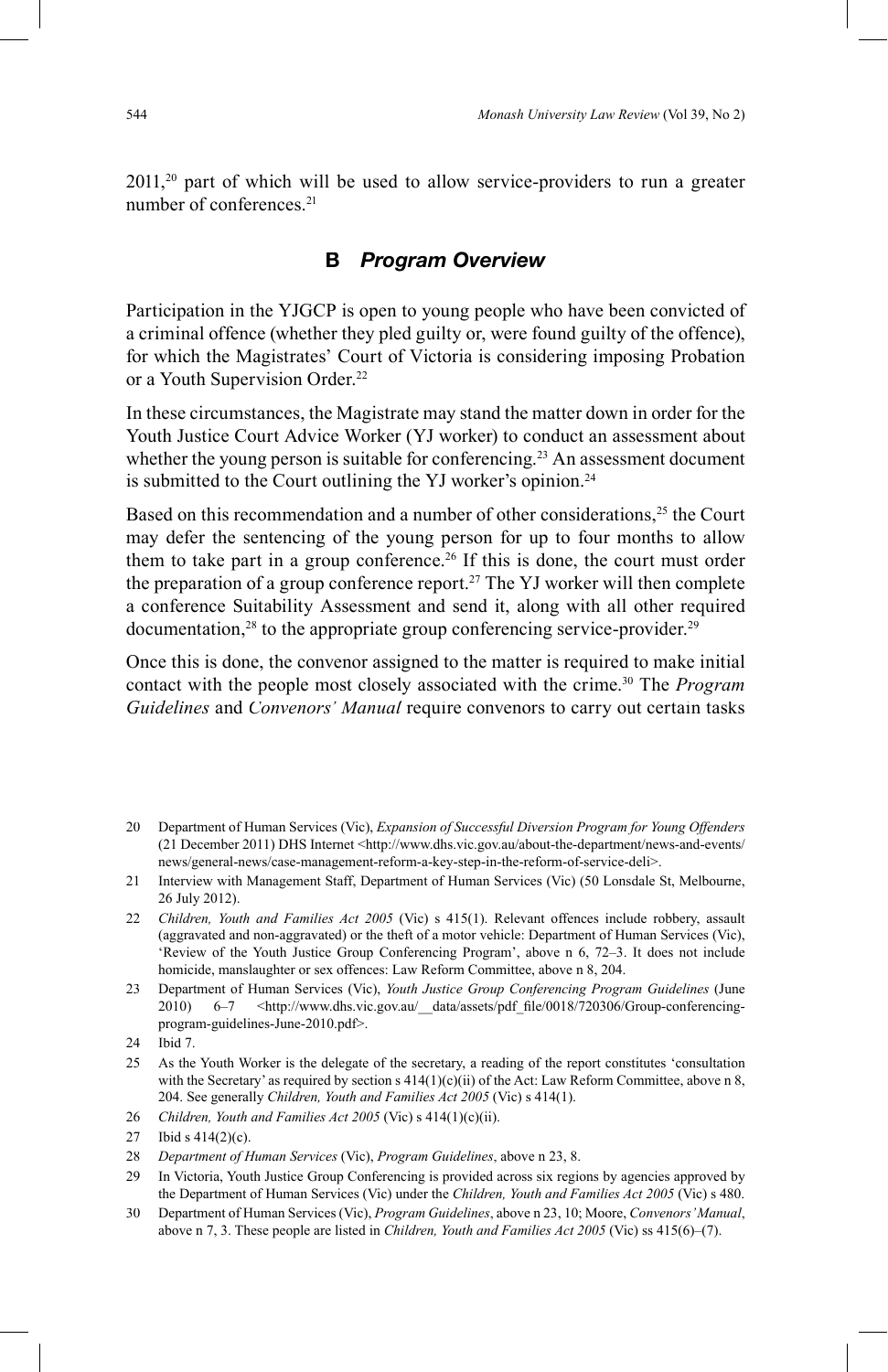2011,[20] part of which will be used to allow service-providers to run a greater number of conferences.[21]

## B *Program Overview*

Participation in the YJGCP is open to young people who have been convicted of a criminal offence (whether they pled guilty or, were found guilty of the offence), for which the Magistrates' Court of Victoria is considering imposing Probation or a Youth Supervision Order.[22]

In these circumstances, the Magistrate may stand the matter down in order for the Youth Justice Court Advice Worker (YJ worker) to conduct an assessment about whether the young person is suitable for conferencing.[23] An assessment document is submitted to the Court outlining the YJ worker's opinion.[24]

Based on this recommendation and a number of other considerations,[25] the Court may defer the sentencing of the young person for up to four months to allow them to take part in a group conference.[26] If this is done, the court must order the preparation of a group conference report.[27] The YJ worker will then complete a conference Suitability Assessment and send it, along with all other required documentation,[28] to the appropriate group conferencing service-provider.[29]

Once this is done, the convenor assigned to the matter is required to make initial contact with the people most closely associated with the crime.[30] The *Program Guidelines* and *Convenors' Manual* require convenors to carry out certain tasks

---

20 Department of Human Services (Vic), *Expansion of Successful Diversion Program for Young Offenders* (21 December 2011) DHS Internet <http://www.dhs.vic.gov.au/about-the-department/news-and-events/news/general-news/case-management-reform-a-key-step-in-the-reform-of-service-deli>.

21 Interview with Management Staff, Department of Human Services (Vic) (50 Lonsdale St, Melbourne, 26 July 2012).

22 *Children, Youth and Families Act 2005* (Vic) s 415(1). Relevant offences include robbery, assault (aggravated and non-aggravated) or the theft of a motor vehicle: Department of Human Services (Vic), 'Review of the Youth Justice Group Conferencing Program', above n 6, 72–3. It does not include homicide, manslaughter or sex offences: Law Reform Committee, above n 8, 204.

23 Department of Human Services (Vic), *Youth Justice Group Conferencing Program Guidelines* (June 2010) 6–7 <http://www.dhs.vic.gov.au/__data/assets/pdf_file/0018/720306/Group-conferencing-program-guidelines-June-2010.pdf>.

24 Ibid 7.

25 As the Youth Worker is the delegate of the secretary, a reading of the report constitutes 'consultation with the Secretary' as required by section s 414(1)(c)(ii) of the Act: Law Reform Committee, above n 8, 204. See generally *Children, Youth and Families Act 2005* (Vic) s 414(1).

26 *Children, Youth and Families Act 2005* (Vic) s 414(1)(c)(ii).

27 Ibid s 414(2)(c).

28 *Department of Human Services* (Vic), *Program Guidelines*, above n 23, 8.

29 In Victoria, Youth Justice Group Conferencing is provided across six regions by agencies approved by the Department of Human Services (Vic) under the *Children, Youth and Families Act 2005* (Vic) s 480.

30 Department of Human Services (Vic), *Program Guidelines*, above n 23, 10; Moore, *Convenors' Manual*, above n 7, 3. These people are listed in *Children, Youth and Families Act 2005* (Vic) ss 415(6)–(7).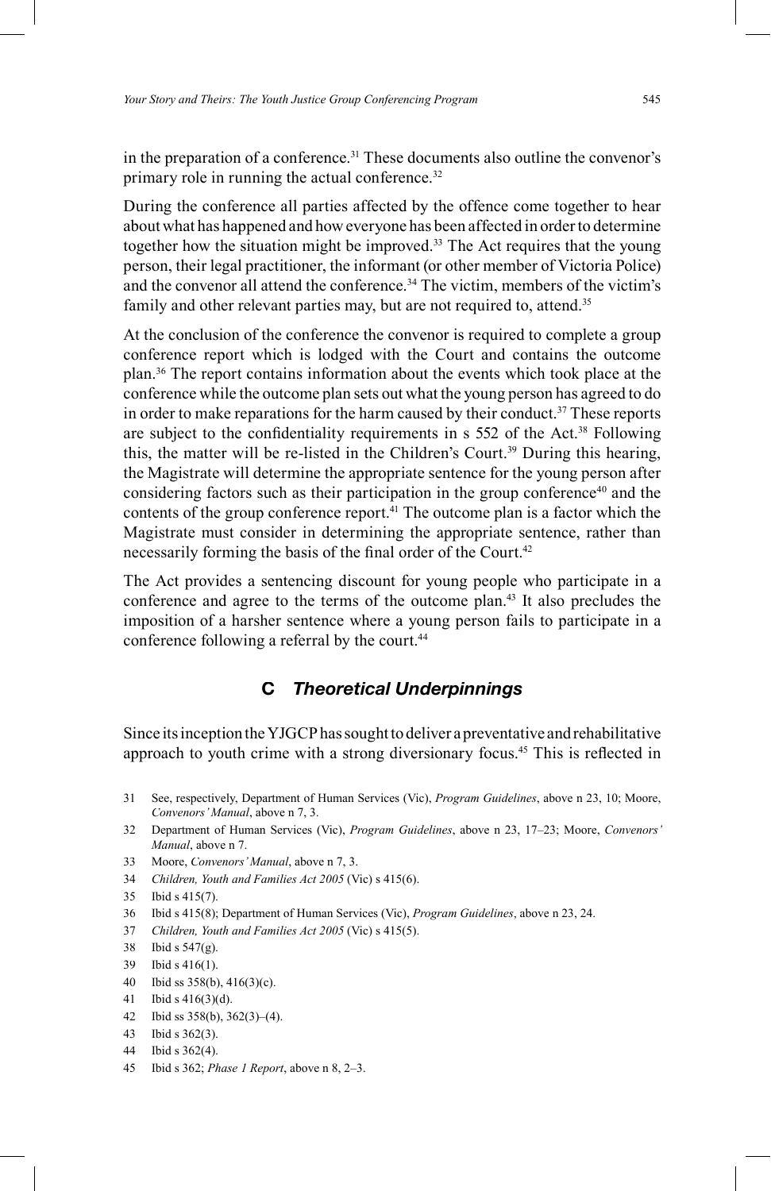in the preparation of a conference.[31] These documents also outline the convenor's primary role in running the actual conference.[32]

During the conference all parties affected by the offence come together to hear about what has happened and how everyone has been affected in order to determine together how the situation might be improved.[33] The Act requires that the young person, their legal practitioner, the informant (or other member of Victoria Police) and the convenor all attend the conference.[34] The victim, members of the victim's family and other relevant parties may, but are not required to, attend.[35]

At the conclusion of the conference the convenor is required to complete a group conference report which is lodged with the Court and contains the outcome plan.[36] The report contains information about the events which took place at the conference while the outcome plan sets out what the young person has agreed to do in order to make reparations for the harm caused by their conduct.[37] These reports are subject to the confidentiality requirements in s 552 of the Act.[38] Following this, the matter will be re-listed in the Children's Court.[39] During this hearing, the Magistrate will determine the appropriate sentence for the young person after considering factors such as their participation in the group conference[40] and the contents of the group conference report.[41] The outcome plan is a factor which the Magistrate must consider in determining the appropriate sentence, rather than necessarily forming the basis of the final order of the Court.[42]

The Act provides a sentencing discount for young people who participate in a conference and agree to the terms of the outcome plan.[43] It also precludes the imposition of a harsher sentence where a young person fails to participate in a conference following a referral by the court.[44]

### C *Theoretical Underpinnings*

Since its inception the YJGCP has sought to deliver a preventative and rehabilitative approach to youth crime with a strong diversionary focus.[45] This is reflected in

31 See, respectively, Department of Human Services (Vic), *Program Guidelines*, above n 23, 10; Moore, *Convenors' Manual*, above n 7, 3.

32 Department of Human Services (Vic), *Program Guidelines*, above n 23, 17–23; Moore, *Convenors' Manual*, above n 7.

33 Moore, *Convenors' Manual*, above n 7, 3.

34 *Children, Youth and Families Act 2005* (Vic) s 415(6).

35 Ibid s 415(7).

36 Ibid s 415(8); Department of Human Services (Vic), *Program Guidelines*, above n 23, 24.

37 *Children, Youth and Families Act 2005* (Vic) s 415(5).

38 Ibid s 547(g).

39 Ibid s 416(1).

40 Ibid ss 358(b), 416(3)(c).

41 Ibid s 416(3)(d).

42 Ibid ss 358(b), 362(3)–(4).

43 Ibid s 362(3).

44 Ibid s 362(4).

45 Ibid s 362; *Phase 1 Report*, above n 8, 2–3.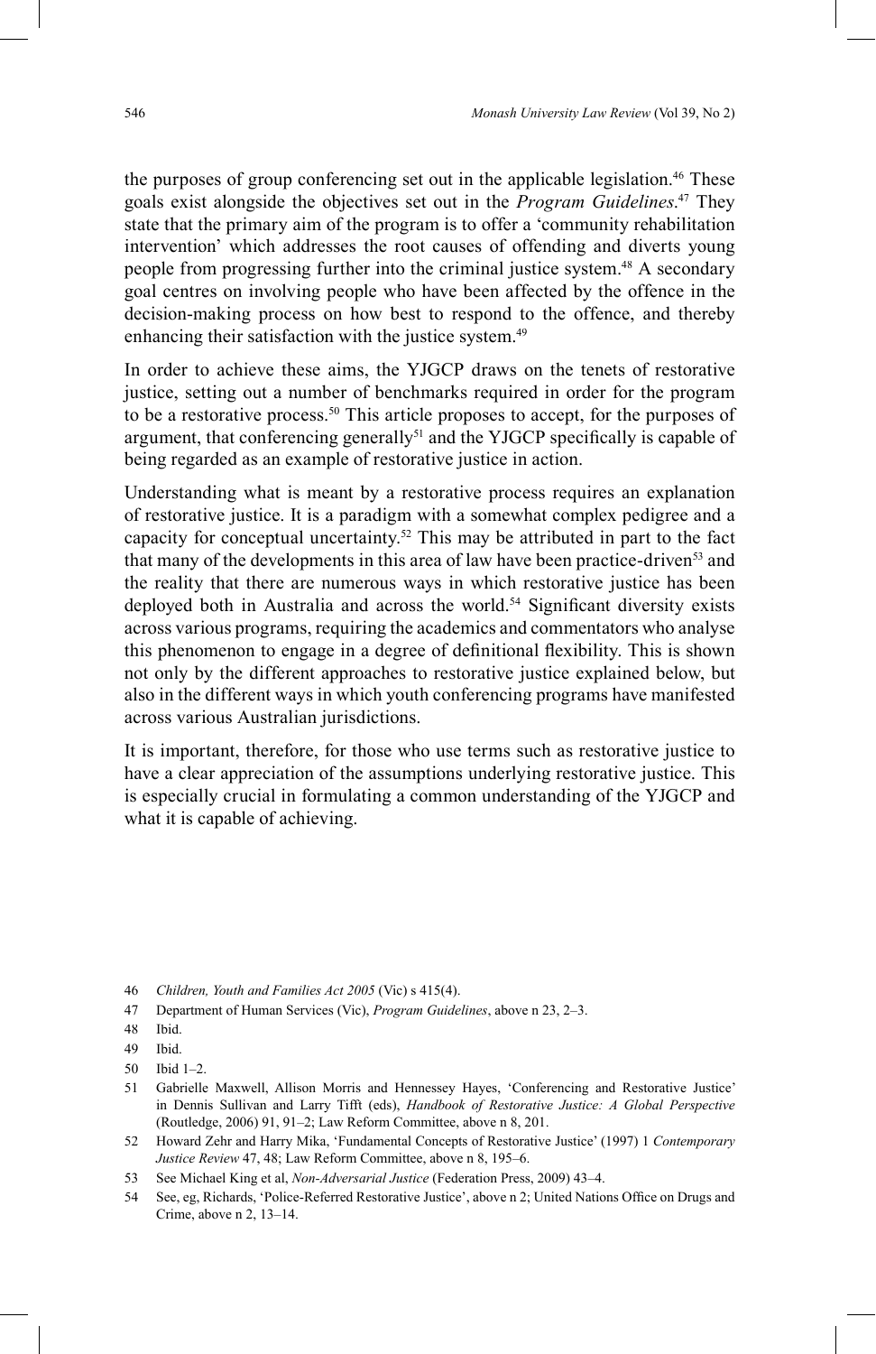the purposes of group conferencing set out in the applicable legislation.[46] These goals exist alongside the objectives set out in the *Program Guidelines*.[47] They state that the primary aim of the program is to offer a 'community rehabilitation intervention' which addresses the root causes of offending and diverts young people from progressing further into the criminal justice system.[48] A secondary goal centres on involving people who have been affected by the offence in the decision-making process on how best to respond to the offence, and thereby enhancing their satisfaction with the justice system.[49]

In order to achieve these aims, the YJGCP draws on the tenets of restorative justice, setting out a number of benchmarks required in order for the program to be a restorative process.[50] This article proposes to accept, for the purposes of argument, that conferencing generally[51] and the YJGCP specifically is capable of being regarded as an example of restorative justice in action.

Understanding what is meant by a restorative process requires an explanation of restorative justice. It is a paradigm with a somewhat complex pedigree and a capacity for conceptual uncertainty.[52] This may be attributed in part to the fact that many of the developments in this area of law have been practice-driven[53] and the reality that there are numerous ways in which restorative justice has been deployed both in Australia and across the world.[54] Significant diversity exists across various programs, requiring the academics and commentators who analyse this phenomenon to engage in a degree of definitional flexibility. This is shown not only by the different approaches to restorative justice explained below, but also in the different ways in which youth conferencing programs have manifested across various Australian jurisdictions.

It is important, therefore, for those who use terms such as restorative justice to have a clear appreciation of the assumptions underlying restorative justice. This is especially crucial in formulating a common understanding of the YJGCP and what it is capable of achieving.

---

46 *Children, Youth and Families Act 2005* (Vic) s 415(4).

47 Department of Human Services (Vic), *Program Guidelines*, above n 23, 2–3.

48 Ibid.

49 Ibid.

50 Ibid 1–2.

51 Gabrielle Maxwell, Allison Morris and Hennessey Hayes, 'Conferencing and Restorative Justice' in Dennis Sullivan and Larry Tifft (eds), *Handbook of Restorative Justice: A Global Perspective* (Routledge, 2006) 91, 91–2; Law Reform Committee, above n 8, 201.

52 Howard Zehr and Harry Mika, 'Fundamental Concepts of Restorative Justice' (1997) 1 *Contemporary Justice Review* 47, 48; Law Reform Committee, above n 8, 195–6.

53 See Michael King et al, *Non-Adversarial Justice* (Federation Press, 2009) 43–4.

54 See, eg, Richards, 'Police-Referred Restorative Justice', above n 2; United Nations Office on Drugs and Crime, above n 2, 13–14.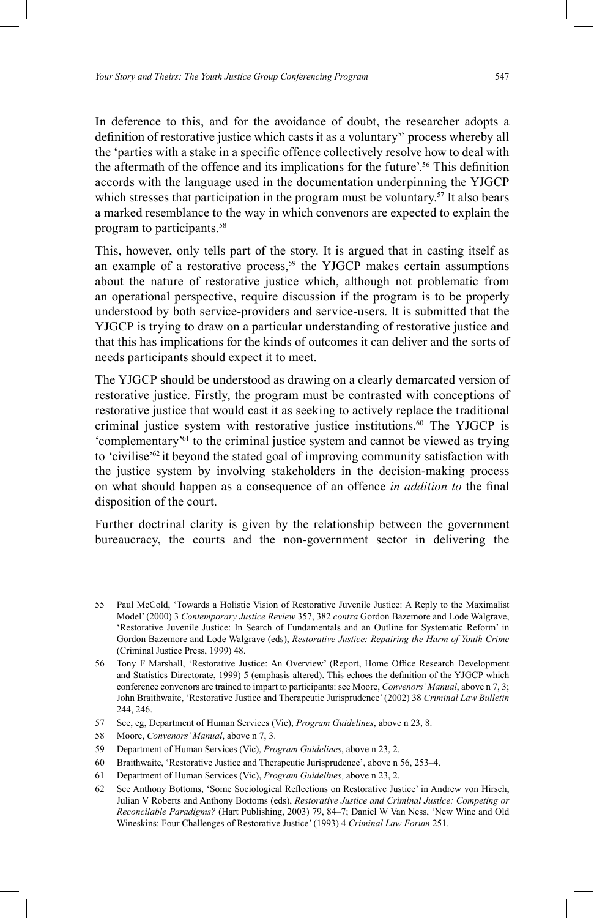In deference to this, and for the avoidance of doubt, the researcher adopts a definition of restorative justice which casts it as a voluntary[55] process whereby all the 'parties with a stake in a specific offence collectively resolve how to deal with the aftermath of the offence and its implications for the future'.[56] This definition accords with the language used in the documentation underpinning the YJGCP which stresses that participation in the program must be voluntary.[57] It also bears a marked resemblance to the way in which convenors are expected to explain the program to participants.[58]

This, however, only tells part of the story. It is argued that in casting itself as an example of a restorative process,[59] the YJGCP makes certain assumptions about the nature of restorative justice which, although not problematic from an operational perspective, require discussion if the program is to be properly understood by both service-providers and service-users. It is submitted that the YJGCP is trying to draw on a particular understanding of restorative justice and that this has implications for the kinds of outcomes it can deliver and the sorts of needs participants should expect it to meet.

The YJGCP should be understood as drawing on a clearly demarcated version of restorative justice. Firstly, the program must be contrasted with conceptions of restorative justice that would cast it as seeking to actively replace the traditional criminal justice system with restorative justice institutions.[60] The YJGCP is 'complementary'[61] to the criminal justice system and cannot be viewed as trying to 'civilise'[62] it beyond the stated goal of improving community satisfaction with the justice system by involving stakeholders in the decision-making process on what should happen as a consequence of an offence *in addition to* the final disposition of the court.

Further doctrinal clarity is given by the relationship between the government bureaucracy, the courts and the non-government sector in delivering the

---

55 Paul McCold, 'Towards a Holistic Vision of Restorative Juvenile Justice: A Reply to the Maximalist Model' (2000) 3 *Contemporary Justice Review* 357, 382 *contra* Gordon Bazemore and Lode Walgrave, 'Restorative Juvenile Justice: In Search of Fundamentals and an Outline for Systematic Reform' in Gordon Bazemore and Lode Walgrave (eds), *Restorative Justice: Repairing the Harm of Youth Crime* (Criminal Justice Press, 1999) 48.

56 Tony F Marshall, 'Restorative Justice: An Overview' (Report, Home Office Research Development and Statistics Directorate, 1999) 5 (emphasis altered). This echoes the definition of the YJGCP which conference convenors are trained to impart to participants: see Moore, *Convenors' Manual*, above n 7, 3; John Braithwaite, 'Restorative Justice and Therapeutic Jurisprudence' (2002) 38 *Criminal Law Bulletin* 244, 246.

57 See, eg, Department of Human Services (Vic), *Program Guidelines*, above n 23, 8.

58 Moore, *Convenors' Manual*, above n 7, 3.

59 Department of Human Services (Vic), *Program Guidelines*, above n 23, 2.

60 Braithwaite, 'Restorative Justice and Therapeutic Jurisprudence', above n 56, 253–4.

61 Department of Human Services (Vic), *Program Guidelines*, above n 23, 2.

62 See Anthony Bottoms, 'Some Sociological Reflections on Restorative Justice' in Andrew von Hirsch, Julian V Roberts and Anthony Bottoms (eds), *Restorative Justice and Criminal Justice: Competing or Reconcilable Paradigms?* (Hart Publishing, 2003) 79, 84–7; Daniel W Van Ness, 'New Wine and Old Wineskins: Four Challenges of Restorative Justice' (1993) 4 *Criminal Law Forum* 251.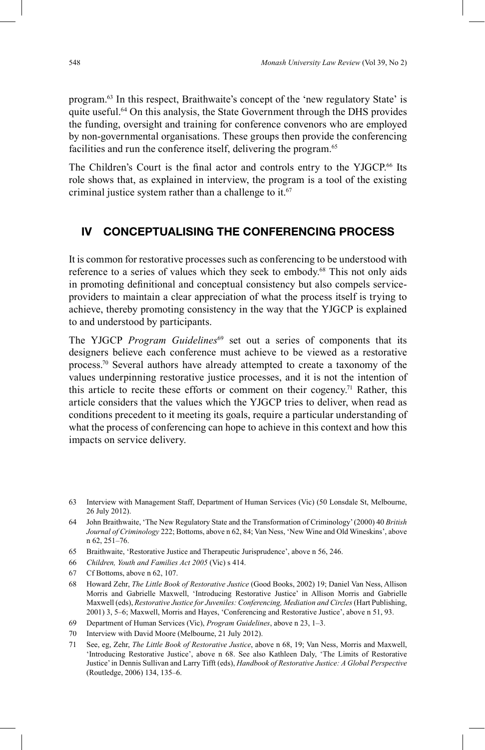program.[63] In this respect, Braithwaite's concept of the 'new regulatory State' is quite useful.[64] On this analysis, the State Government through the DHS provides the funding, oversight and training for conference convenors who are employed by non-governmental organisations. These groups then provide the conferencing facilities and run the conference itself, delivering the program.[65]

The Children's Court is the final actor and controls entry to the YJGCP.[66] Its role shows that, as explained in interview, the program is a tool of the existing criminal justice system rather than a challenge to it.[67]

## IV CONCEPTUALISING THE CONFERENCING PROCESS

It is common for restorative processes such as conferencing to be understood with reference to a series of values which they seek to embody.[68] This not only aids in promoting definitional and conceptual consistency but also compels service-providers to maintain a clear appreciation of what the process itself is trying to achieve, thereby promoting consistency in the way that the YJGCP is explained to and understood by participants.

The YJGCP *Program Guidelines*[69] set out a series of components that its designers believe each conference must achieve to be viewed as a restorative process.[70] Several authors have already attempted to create a taxonomy of the values underpinning restorative justice processes, and it is not the intention of this article to recite these efforts or comment on their cogency.[71] Rather, this article considers that the values which the YJGCP tries to deliver, when read as conditions precedent to it meeting its goals, require a particular understanding of what the process of conferencing can hope to achieve in this context and how this impacts on service delivery.

63 Interview with Management Staff, Department of Human Services (Vic) (50 Lonsdale St, Melbourne, 26 July 2012).

64 John Braithwaite, 'The New Regulatory State and the Transformation of Criminology' (2000) 40 *British Journal of Criminology* 222; Bottoms, above n 62, 84; Van Ness, 'New Wine and Old Wineskins', above n 62, 251–76.

65 Braithwaite, 'Restorative Justice and Therapeutic Jurisprudence', above n 56, 246.

66 *Children, Youth and Families Act 2005* (Vic) s 414.

67 Cf Bottoms, above n 62, 107.

68 Howard Zehr, *The Little Book of Restorative Justice* (Good Books, 2002) 19; Daniel Van Ness, Allison Morris and Gabrielle Maxwell, 'Introducing Restorative Justice' in Allison Morris and Gabrielle Maxwell (eds), *Restorative Justice for Juveniles: Conferencing, Mediation and Circles* (Hart Publishing, 2001) 3, 5–6; Maxwell, Morris and Hayes, 'Conferencing and Restorative Justice', above n 51, 93.

69 Department of Human Services (Vic), *Program Guidelines*, above n 23, 1–3.

70 Interview with David Moore (Melbourne, 21 July 2012).

71 See, eg, Zehr, *The Little Book of Restorative Justice*, above n 68, 19; Van Ness, Morris and Maxwell, 'Introducing Restorative Justice', above n 68. See also Kathleen Daly, 'The Limits of Restorative Justice' in Dennis Sullivan and Larry Tifft (eds), *Handbook of Restorative Justice: A Global Perspective* (Routledge, 2006) 134, 135–6.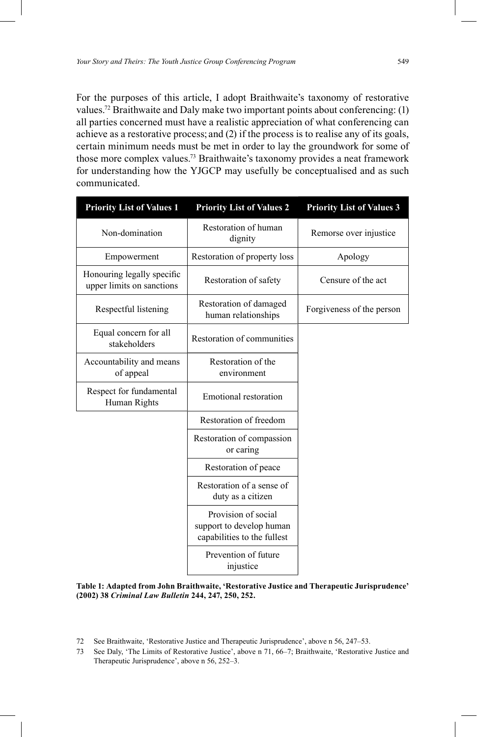For the purposes of this article, I adopt Braithwaite's taxonomy of restorative values.[72] Braithwaite and Daly make two important points about conferencing: (1) all parties concerned must have a realistic appreciation of what conferencing can achieve as a restorative process; and (2) if the process is to realise any of its goals, certain minimum needs must be met in order to lay the groundwork for some of those more complex values.[73] Braithwaite's taxonomy provides a neat framework for understanding how the YJGCP may usefully be conceptualised and as such communicated.

| Priority List of Values 1 | Priority List of Values 2 | Priority List of Values 3 |
|---|---|---|
| Non-domination | Restoration of human dignity | Remorse over injustice |
| Empowerment | Restoration of property loss | Apology |
| Honouring legally specific upper limits on sanctions | Restoration of safety | Censure of the act |
| Respectful listening | Restoration of damaged human relationships | Forgiveness of the person |
| Equal concern for all stakeholders | Restoration of communities | |
| Accountability and means of appeal | Restoration of the environment | |
| Respect for fundamental Human Rights | Emotional restoration | |
| | Restoration of freedom | |
| | Restoration of compassion or caring | |
| | Restoration of peace | |
| | Restoration of a sense of duty as a citizen | |
| | Provision of social support to develop human capabilities to the fullest | |
| | Prevention of future injustice | |

**Table 1: Adapted from John Braithwaite, 'Restorative Justice and Therapeutic Jurisprudence' (2002) 38 *Criminal Law Bulletin* 244, 247, 250, 252.**

72 See Braithwaite, 'Restorative Justice and Therapeutic Jurisprudence', above n 56, 247–53.

73 See Daly, 'The Limits of Restorative Justice', above n 71, 66–7; Braithwaite, 'Restorative Justice and Therapeutic Jurisprudence', above n 56, 252–3.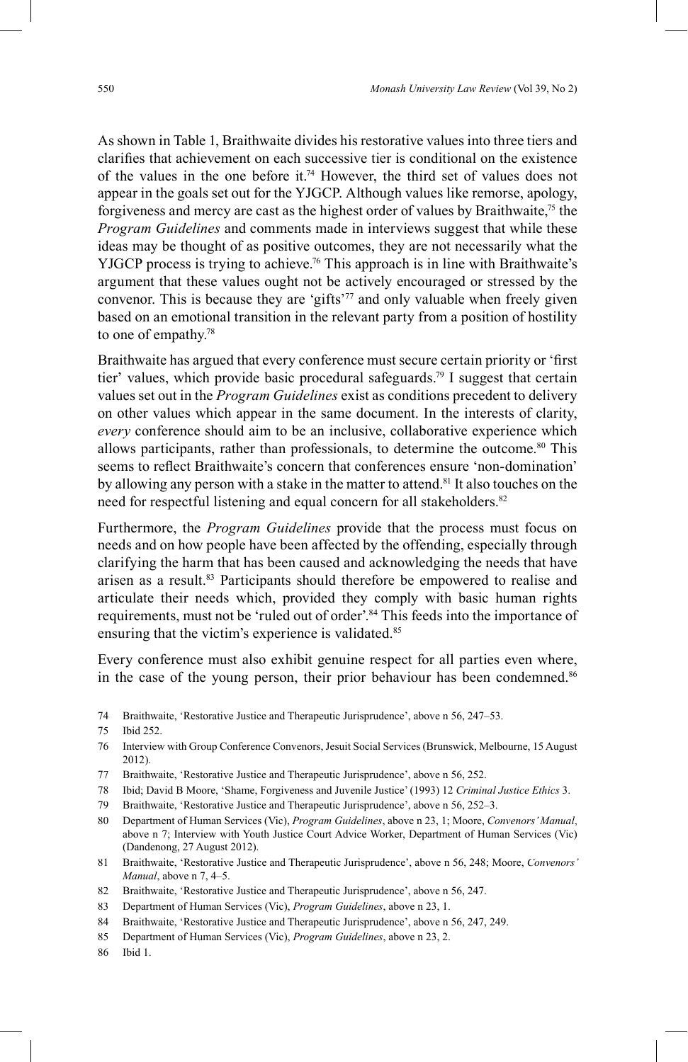As shown in Table 1, Braithwaite divides his restorative values into three tiers and clarifies that achievement on each successive tier is conditional on the existence of the values in the one before it.[74] However, the third set of values does not appear in the goals set out for the YJGCP. Although values like remorse, apology, forgiveness and mercy are cast as the highest order of values by Braithwaite,[75] the *Program Guidelines* and comments made in interviews suggest that while these ideas may be thought of as positive outcomes, they are not necessarily what the YJGCP process is trying to achieve.[76] This approach is in line with Braithwaite's argument that these values ought not be actively encouraged or stressed by the convenor. This is because they are 'gifts'[77] and only valuable when freely given based on an emotional transition in the relevant party from a position of hostility to one of empathy.[78]

Braithwaite has argued that every conference must secure certain priority or 'first tier' values, which provide basic procedural safeguards.[79] I suggest that certain values set out in the *Program Guidelines* exist as conditions precedent to delivery on other values which appear in the same document. In the interests of clarity, *every* conference should aim to be an inclusive, collaborative experience which allows participants, rather than professionals, to determine the outcome.[80] This seems to reflect Braithwaite's concern that conferences ensure 'non-domination' by allowing any person with a stake in the matter to attend.[81] It also touches on the need for respectful listening and equal concern for all stakeholders.[82]

Furthermore, the *Program Guidelines* provide that the process must focus on needs and on how people have been affected by the offending, especially through clarifying the harm that has been caused and acknowledging the needs that have arisen as a result.[83] Participants should therefore be empowered to realise and articulate their needs which, provided they comply with basic human rights requirements, must not be 'ruled out of order'.[84] This feeds into the importance of ensuring that the victim's experience is validated.[85]

Every conference must also exhibit genuine respect for all parties even where, in the case of the young person, their prior behaviour has been condemned.[86]

74 Braithwaite, 'Restorative Justice and Therapeutic Jurisprudence', above n 56, 247–53.

75 Ibid 252.

76 Interview with Group Conference Convenors, Jesuit Social Services (Brunswick, Melbourne, 15 August 2012).

77 Braithwaite, 'Restorative Justice and Therapeutic Jurisprudence', above n 56, 252.

78 Ibid; David B Moore, 'Shame, Forgiveness and Juvenile Justice' (1993) 12 *Criminal Justice Ethics* 3.

79 Braithwaite, 'Restorative Justice and Therapeutic Jurisprudence', above n 56, 252–3.

80 Department of Human Services (Vic), *Program Guidelines*, above n 23, 1; Moore, *Convenors' Manual*, above n 7; Interview with Youth Justice Court Advice Worker, Department of Human Services (Vic) (Dandenong, 27 August 2012).

81 Braithwaite, 'Restorative Justice and Therapeutic Jurisprudence', above n 56, 248; Moore, *Convenors' Manual*, above n 7, 4–5.

82 Braithwaite, 'Restorative Justice and Therapeutic Jurisprudence', above n 56, 247.

83 Department of Human Services (Vic), *Program Guidelines*, above n 23, 1.

84 Braithwaite, 'Restorative Justice and Therapeutic Jurisprudence', above n 56, 247, 249.

85 Department of Human Services (Vic), *Program Guidelines*, above n 23, 2.

86 Ibid 1.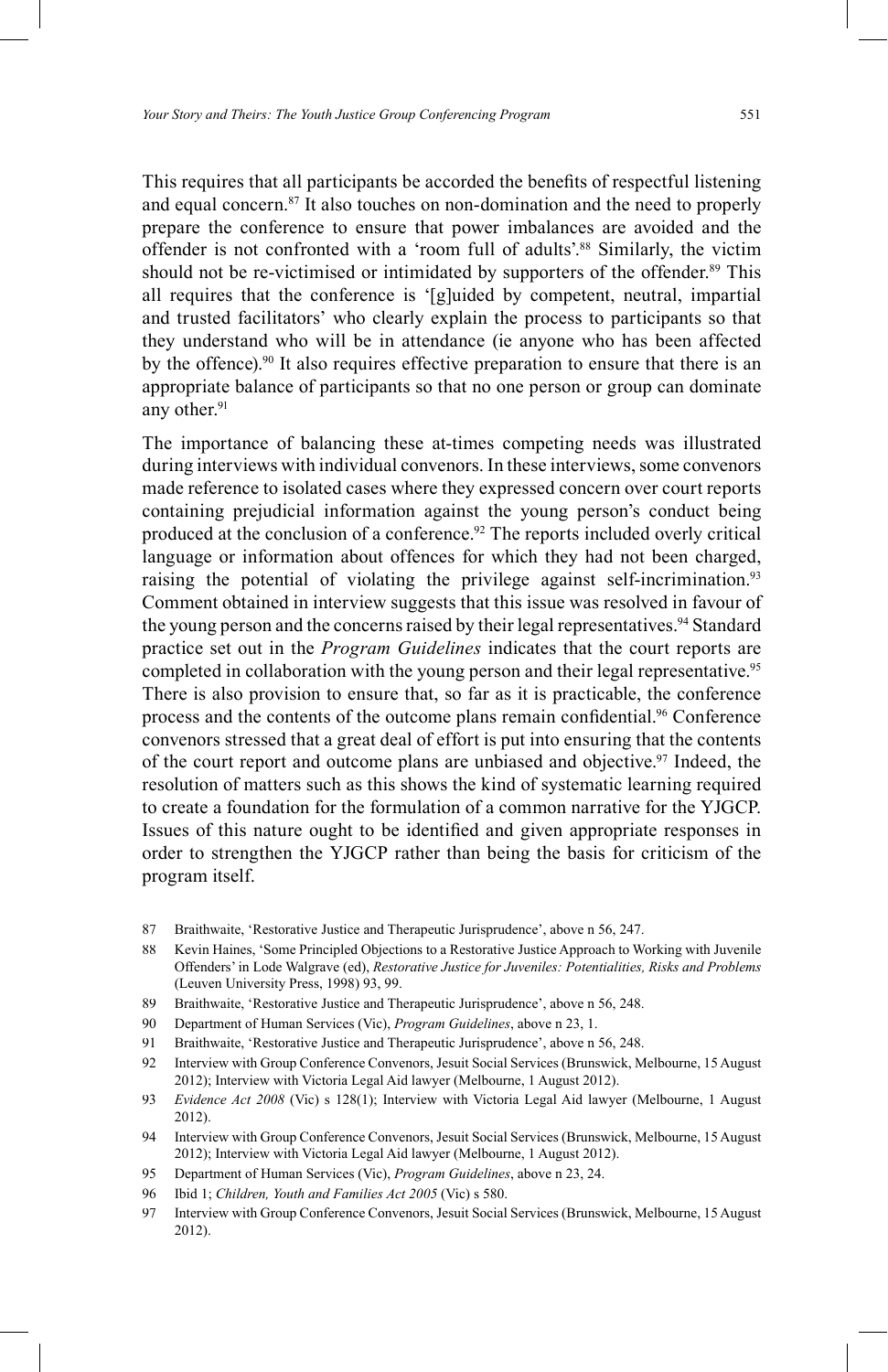This requires that all participants be accorded the benefits of respectful listening and equal concern.[87] It also touches on non-domination and the need to properly prepare the conference to ensure that power imbalances are avoided and the offender is not confronted with a 'room full of adults'.[88] Similarly, the victim should not be re-victimised or intimidated by supporters of the offender.[89] This all requires that the conference is '[g]uided by competent, neutral, impartial and trusted facilitators' who clearly explain the process to participants so that they understand who will be in attendance (ie anyone who has been affected by the offence).[90] It also requires effective preparation to ensure that there is an appropriate balance of participants so that no one person or group can dominate any other.[91]

The importance of balancing these at-times competing needs was illustrated during interviews with individual convenors. In these interviews, some convenors made reference to isolated cases where they expressed concern over court reports containing prejudicial information against the young person's conduct being produced at the conclusion of a conference.[92] The reports included overly critical language or information about offences for which they had not been charged, raising the potential of violating the privilege against self-incrimination.[93] Comment obtained in interview suggests that this issue was resolved in favour of the young person and the concerns raised by their legal representatives.[94] Standard practice set out in the *Program Guidelines* indicates that the court reports are completed in collaboration with the young person and their legal representative.[95] There is also provision to ensure that, so far as it is practicable, the conference process and the contents of the outcome plans remain confidential.[96] Conference convenors stressed that a great deal of effort is put into ensuring that the contents of the court report and outcome plans are unbiased and objective.[97] Indeed, the resolution of matters such as this shows the kind of systematic learning required to create a foundation for the formulation of a common narrative for the YJGCP. Issues of this nature ought to be identified and given appropriate responses in order to strengthen the YJGCP rather than being the basis for criticism of the program itself.

87 Braithwaite, 'Restorative Justice and Therapeutic Jurisprudence', above n 56, 247.

88 Kevin Haines, 'Some Principled Objections to a Restorative Justice Approach to Working with Juvenile Offenders' in Lode Walgrave (ed), *Restorative Justice for Juveniles: Potentialities, Risks and Problems* (Leuven University Press, 1998) 93, 99.

89 Braithwaite, 'Restorative Justice and Therapeutic Jurisprudence', above n 56, 248.

90 Department of Human Services (Vic), *Program Guidelines*, above n 23, 1.

91 Braithwaite, 'Restorative Justice and Therapeutic Jurisprudence', above n 56, 248.

92 Interview with Group Conference Convenors, Jesuit Social Services (Brunswick, Melbourne, 15 August 2012); Interview with Victoria Legal Aid lawyer (Melbourne, 1 August 2012).

93 *Evidence Act 2008* (Vic) s 128(1); Interview with Victoria Legal Aid lawyer (Melbourne, 1 August 2012).

94 Interview with Group Conference Convenors, Jesuit Social Services (Brunswick, Melbourne, 15 August 2012); Interview with Victoria Legal Aid lawyer (Melbourne, 1 August 2012).

95 Department of Human Services (Vic), *Program Guidelines*, above n 23, 24.

96 Ibid 1; *Children, Youth and Families Act 2005* (Vic) s 580.

97 Interview with Group Conference Convenors, Jesuit Social Services (Brunswick, Melbourne, 15 August 2012).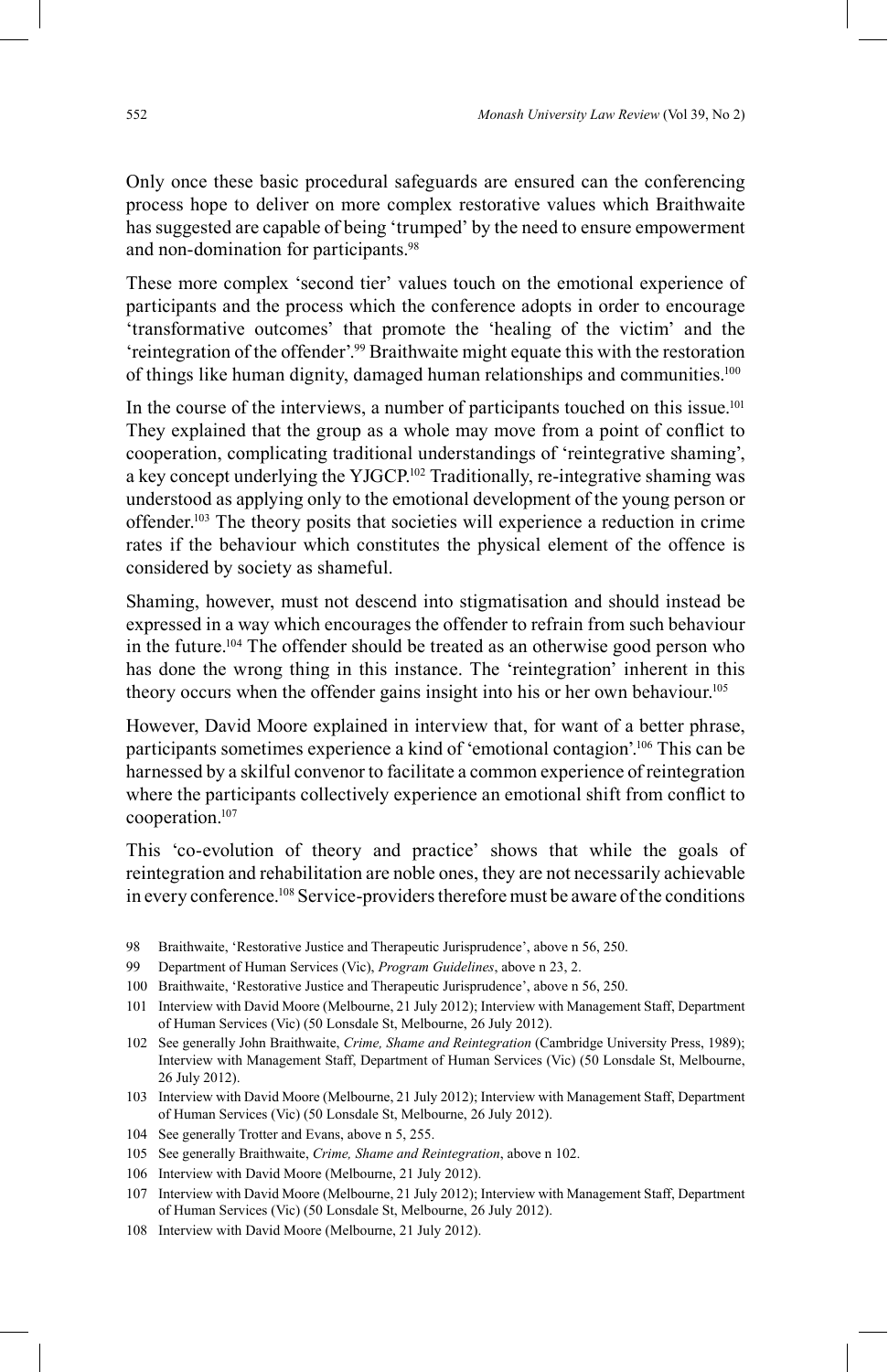Only once these basic procedural safeguards are ensured can the conferencing process hope to deliver on more complex restorative values which Braithwaite has suggested are capable of being 'trumped' by the need to ensure empowerment and non-domination for participants.[98]

These more complex 'second tier' values touch on the emotional experience of participants and the process which the conference adopts in order to encourage 'transformative outcomes' that promote the 'healing of the victim' and the 'reintegration of the offender'.[99] Braithwaite might equate this with the restoration of things like human dignity, damaged human relationships and communities.[100]

In the course of the interviews, a number of participants touched on this issue.[101] They explained that the group as a whole may move from a point of conflict to cooperation, complicating traditional understandings of 'reintegrative shaming', a key concept underlying the YJGCP.[102] Traditionally, re-integrative shaming was understood as applying only to the emotional development of the young person or offender.[103] The theory posits that societies will experience a reduction in crime rates if the behaviour which constitutes the physical element of the offence is considered by society as shameful.

Shaming, however, must not descend into stigmatisation and should instead be expressed in a way which encourages the offender to refrain from such behaviour in the future.[104] The offender should be treated as an otherwise good person who has done the wrong thing in this instance. The 'reintegration' inherent in this theory occurs when the offender gains insight into his or her own behaviour.[105]

However, David Moore explained in interview that, for want of a better phrase, participants sometimes experience a kind of 'emotional contagion'.[106] This can be harnessed by a skilful convenor to facilitate a common experience of reintegration where the participants collectively experience an emotional shift from conflict to cooperation.[107]

This 'co-evolution of theory and practice' shows that while the goals of reintegration and rehabilitation are noble ones, they are not necessarily achievable in every conference.[108] Service-providers therefore must be aware of the conditions

98 Braithwaite, 'Restorative Justice and Therapeutic Jurisprudence', above n 56, 250.

99 Department of Human Services (Vic), *Program Guidelines*, above n 23, 2.

100 Braithwaite, 'Restorative Justice and Therapeutic Jurisprudence', above n 56, 250.

101 Interview with David Moore (Melbourne, 21 July 2012); Interview with Management Staff, Department of Human Services (Vic) (50 Lonsdale St, Melbourne, 26 July 2012).

102 See generally John Braithwaite, *Crime, Shame and Reintegration* (Cambridge University Press, 1989); Interview with Management Staff, Department of Human Services (Vic) (50 Lonsdale St, Melbourne, 26 July 2012).

103 Interview with David Moore (Melbourne, 21 July 2012); Interview with Management Staff, Department of Human Services (Vic) (50 Lonsdale St, Melbourne, 26 July 2012).

104 See generally Trotter and Evans, above n 5, 255.

105 See generally Braithwaite, *Crime, Shame and Reintegration*, above n 102.

106 Interview with David Moore (Melbourne, 21 July 2012).

107 Interview with David Moore (Melbourne, 21 July 2012); Interview with Management Staff, Department of Human Services (Vic) (50 Lonsdale St, Melbourne, 26 July 2012).

108 Interview with David Moore (Melbourne, 21 July 2012).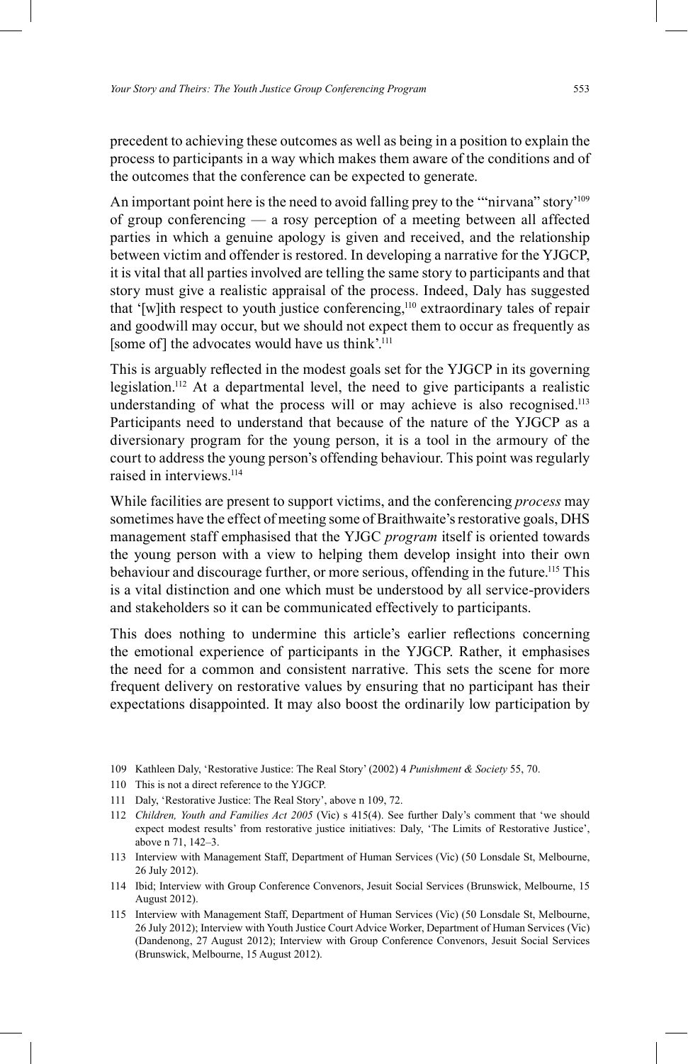precedent to achieving these outcomes as well as being in a position to explain the process to participants in a way which makes them aware of the conditions and of the outcomes that the conference can be expected to generate.

An important point here is the need to avoid falling prey to the '"nirvana" story'[109] of group conferencing — a rosy perception of a meeting between all affected parties in which a genuine apology is given and received, and the relationship between victim and offender is restored. In developing a narrative for the YJGCP, it is vital that all parties involved are telling the same story to participants and that story must give a realistic appraisal of the process. Indeed, Daly has suggested that '[w]ith respect to youth justice conferencing,[110] extraordinary tales of repair and goodwill may occur, but we should not expect them to occur as frequently as [some of] the advocates would have us think'.[111]

This is arguably reflected in the modest goals set for the YJGCP in its governing legislation.[112] At a departmental level, the need to give participants a realistic understanding of what the process will or may achieve is also recognised.[113] Participants need to understand that because of the nature of the YJGCP as a diversionary program for the young person, it is a tool in the armoury of the court to address the young person's offending behaviour. This point was regularly raised in interviews.[114]

While facilities are present to support victims, and the conferencing *process* may sometimes have the effect of meeting some of Braithwaite's restorative goals, DHS management staff emphasised that the YJGC *program* itself is oriented towards the young person with a view to helping them develop insight into their own behaviour and discourage further, or more serious, offending in the future.[115] This is a vital distinction and one which must be understood by all service-providers and stakeholders so it can be communicated effectively to participants.

This does nothing to undermine this article's earlier reflections concerning the emotional experience of participants in the YJGCP. Rather, it emphasises the need for a common and consistent narrative. This sets the scene for more frequent delivery on restorative values by ensuring that no participant has their expectations disappointed. It may also boost the ordinarily low participation by

109 Kathleen Daly, 'Restorative Justice: The Real Story' (2002) 4 *Punishment & Society* 55, 70.

110 This is not a direct reference to the YJGCP.

111 Daly, 'Restorative Justice: The Real Story', above n 109, 72.

112 *Children, Youth and Families Act 2005* (Vic) s 415(4). See further Daly's comment that 'we should expect modest results' from restorative justice initiatives: Daly, 'The Limits of Restorative Justice', above n 71, 142–3.

113 Interview with Management Staff, Department of Human Services (Vic) (50 Lonsdale St, Melbourne, 26 July 2012).

114 Ibid; Interview with Group Conference Convenors, Jesuit Social Services (Brunswick, Melbourne, 15 August 2012).

115 Interview with Management Staff, Department of Human Services (Vic) (50 Lonsdale St, Melbourne, 26 July 2012); Interview with Youth Justice Court Advice Worker, Department of Human Services (Vic) (Dandenong, 27 August 2012); Interview with Group Conference Convenors, Jesuit Social Services (Brunswick, Melbourne, 15 August 2012).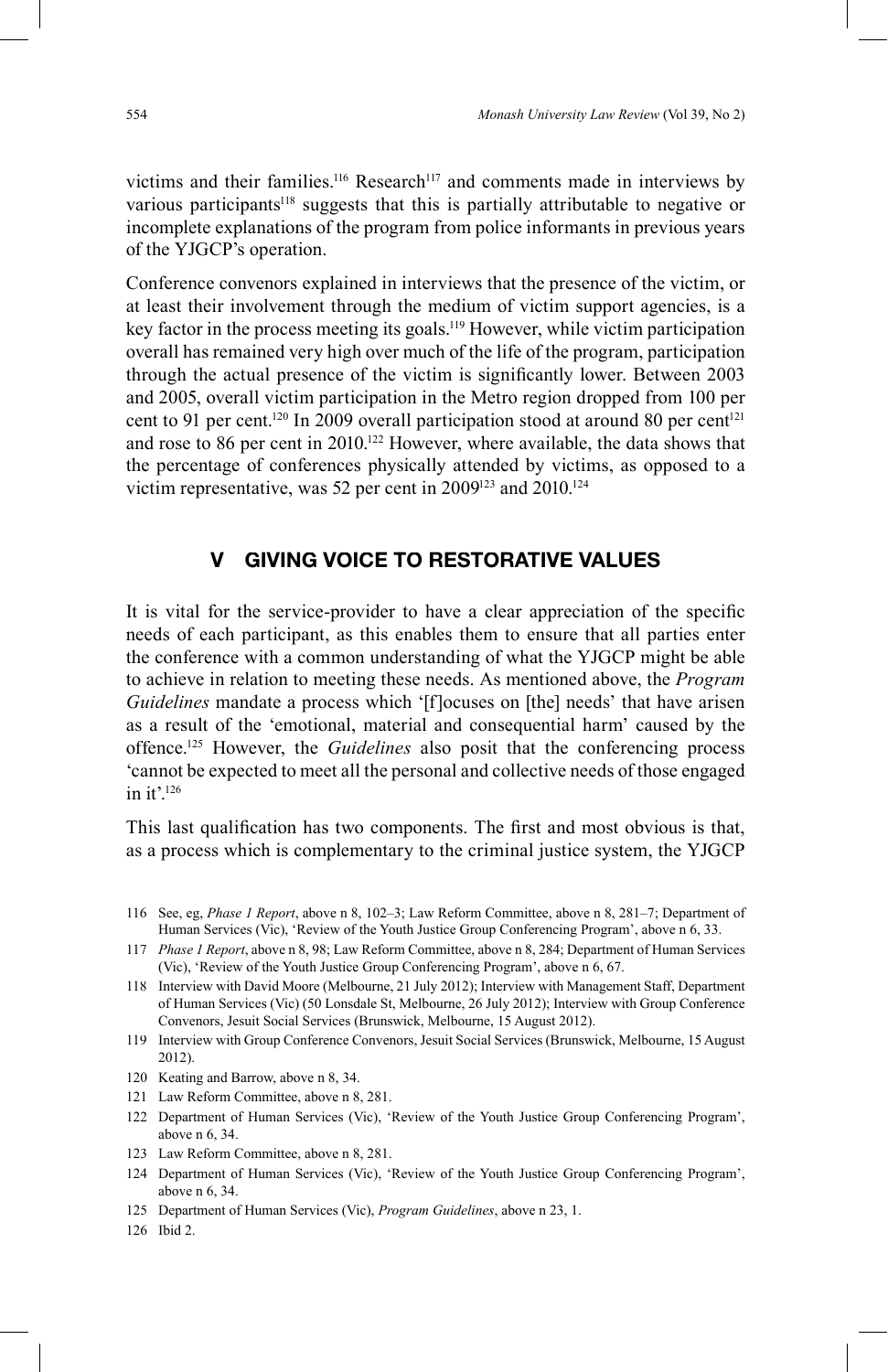victims and their families.[116] Research[117] and comments made in interviews by various participants[118] suggests that this is partially attributable to negative or incomplete explanations of the program from police informants in previous years of the YJGCP's operation.

Conference convenors explained in interviews that the presence of the victim, or at least their involvement through the medium of victim support agencies, is a key factor in the process meeting its goals.[119] However, while victim participation overall has remained very high over much of the life of the program, participation through the actual presence of the victim is significantly lower. Between 2003 and 2005, overall victim participation in the Metro region dropped from 100 per cent to 91 per cent.[120] In 2009 overall participation stood at around 80 per cent[121] and rose to 86 per cent in 2010.[122] However, where available, the data shows that the percentage of conferences physically attended by victims, as opposed to a victim representative, was 52 per cent in 2009[123] and 2010.[124]

## V GIVING VOICE TO RESTORATIVE VALUES

It is vital for the service-provider to have a clear appreciation of the specific needs of each participant, as this enables them to ensure that all parties enter the conference with a common understanding of what the YJGCP might be able to achieve in relation to meeting these needs. As mentioned above, the *Program Guidelines* mandate a process which '[f]ocuses on [the] needs' that have arisen as a result of the 'emotional, material and consequential harm' caused by the offence.[125] However, the *Guidelines* also posit that the conferencing process 'cannot be expected to meet all the personal and collective needs of those engaged in it'.[126]

This last qualification has two components. The first and most obvious is that, as a process which is complementary to the criminal justice system, the YJGCP

116 See, eg, *Phase 1 Report*, above n 8, 102–3; Law Reform Committee, above n 8, 281–7; Department of Human Services (Vic), 'Review of the Youth Justice Group Conferencing Program', above n 6, 33.

117 *Phase 1 Report*, above n 8, 98; Law Reform Committee, above n 8, 284; Department of Human Services (Vic), 'Review of the Youth Justice Group Conferencing Program', above n 6, 67.

118 Interview with David Moore (Melbourne, 21 July 2012); Interview with Management Staff, Department of Human Services (Vic) (50 Lonsdale St, Melbourne, 26 July 2012); Interview with Group Conference Convenors, Jesuit Social Services (Brunswick, Melbourne, 15 August 2012).

119 Interview with Group Conference Convenors, Jesuit Social Services (Brunswick, Melbourne, 15 August 2012).

120 Keating and Barrow, above n 8, 34.

121 Law Reform Committee, above n 8, 281.

122 Department of Human Services (Vic), 'Review of the Youth Justice Group Conferencing Program', above n 6, 34.

123 Law Reform Committee, above n 8, 281.

124 Department of Human Services (Vic), 'Review of the Youth Justice Group Conferencing Program', above n 6, 34.

125 Department of Human Services (Vic), *Program Guidelines*, above n 23, 1.

126 Ibid 2.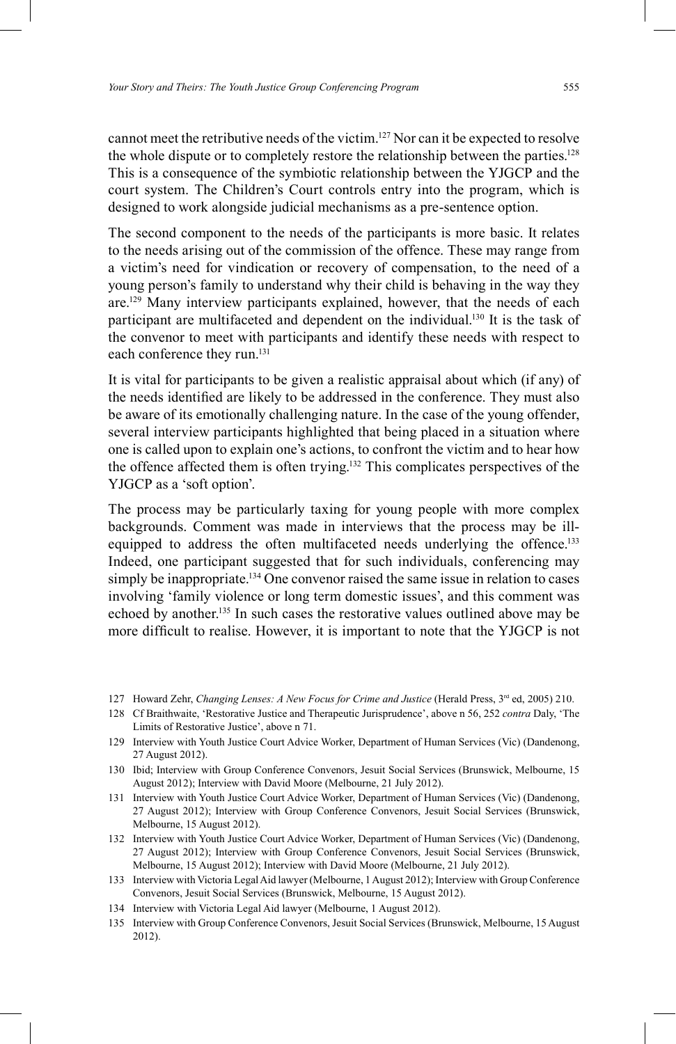cannot meet the retributive needs of the victim.[127] Nor can it be expected to resolve the whole dispute or to completely restore the relationship between the parties.[128] This is a consequence of the symbiotic relationship between the YJGCP and the court system. The Children's Court controls entry into the program, which is designed to work alongside judicial mechanisms as a pre-sentence option.

The second component to the needs of the participants is more basic. It relates to the needs arising out of the commission of the offence. These may range from a victim's need for vindication or recovery of compensation, to the need of a young person's family to understand why their child is behaving in the way they are.[129] Many interview participants explained, however, that the needs of each participant are multifaceted and dependent on the individual.[130] It is the task of the convenor to meet with participants and identify these needs with respect to each conference they run.[131]

It is vital for participants to be given a realistic appraisal about which (if any) of the needs identified are likely to be addressed in the conference. They must also be aware of its emotionally challenging nature. In the case of the young offender, several interview participants highlighted that being placed in a situation where one is called upon to explain one's actions, to confront the victim and to hear how the offence affected them is often trying.[132] This complicates perspectives of the YJGCP as a 'soft option'.

The process may be particularly taxing for young people with more complex backgrounds. Comment was made in interviews that the process may be ill-equipped to address the often multifaceted needs underlying the offence.[133] Indeed, one participant suggested that for such individuals, conferencing may simply be inappropriate.[134] One convenor raised the same issue in relation to cases involving 'family violence or long term domestic issues', and this comment was echoed by another.[135] In such cases the restorative values outlined above may be more difficult to realise. However, it is important to note that the YJGCP is not

127 Howard Zehr, *Changing Lenses: A New Focus for Crime and Justice* (Herald Press, 3rd ed, 2005) 210.

128 Cf Braithwaite, 'Restorative Justice and Therapeutic Jurisprudence', above n 56, 252 *contra* Daly, 'The Limits of Restorative Justice', above n 71.

129 Interview with Youth Justice Court Advice Worker, Department of Human Services (Vic) (Dandenong, 27 August 2012).

130 Ibid; Interview with Group Conference Convenors, Jesuit Social Services (Brunswick, Melbourne, 15 August 2012); Interview with David Moore (Melbourne, 21 July 2012).

131 Interview with Youth Justice Court Advice Worker, Department of Human Services (Vic) (Dandenong, 27 August 2012); Interview with Group Conference Convenors, Jesuit Social Services (Brunswick, Melbourne, 15 August 2012).

132 Interview with Youth Justice Court Advice Worker, Department of Human Services (Vic) (Dandenong, 27 August 2012); Interview with Group Conference Convenors, Jesuit Social Services (Brunswick, Melbourne, 15 August 2012); Interview with David Moore (Melbourne, 21 July 2012).

133 Interview with Victoria Legal Aid lawyer (Melbourne, 1 August 2012); Interview with Group Conference Convenors, Jesuit Social Services (Brunswick, Melbourne, 15 August 2012).

134 Interview with Victoria Legal Aid lawyer (Melbourne, 1 August 2012).

135 Interview with Group Conference Convenors, Jesuit Social Services (Brunswick, Melbourne, 15 August 2012).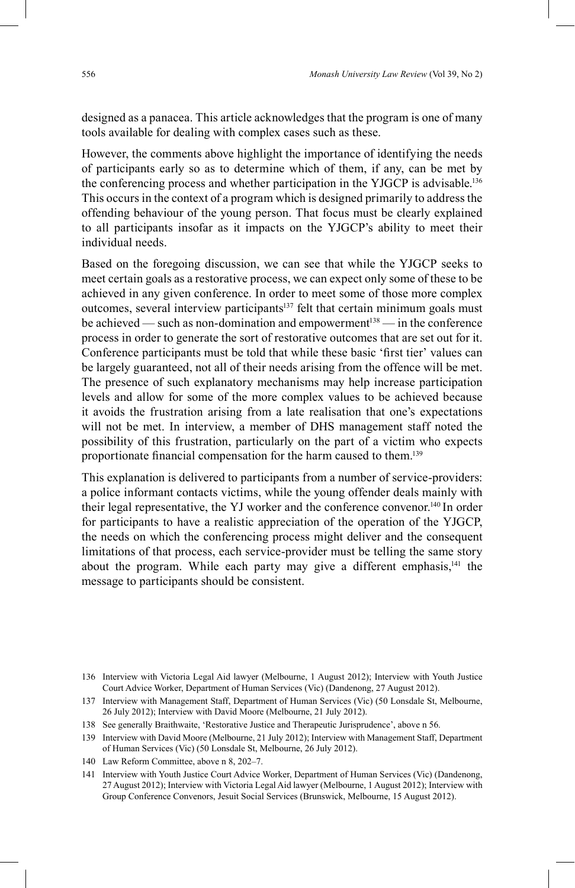designed as a panacea. This article acknowledges that the program is one of many tools available for dealing with complex cases such as these.

However, the comments above highlight the importance of identifying the needs of participants early so as to determine which of them, if any, can be met by the conferencing process and whether participation in the YJGCP is advisable.[136] This occurs in the context of a program which is designed primarily to address the offending behaviour of the young person. That focus must be clearly explained to all participants insofar as it impacts on the YJGCP's ability to meet their individual needs.

Based on the foregoing discussion, we can see that while the YJGCP seeks to meet certain goals as a restorative process, we can expect only some of these to be achieved in any given conference. In order to meet some of those more complex outcomes, several interview participants[137] felt that certain minimum goals must be achieved — such as non-domination and empowerment[138] — in the conference process in order to generate the sort of restorative outcomes that are set out for it. Conference participants must be told that while these basic 'first tier' values can be largely guaranteed, not all of their needs arising from the offence will be met. The presence of such explanatory mechanisms may help increase participation levels and allow for some of the more complex values to be achieved because it avoids the frustration arising from a late realisation that one's expectations will not be met. In interview, a member of DHS management staff noted the possibility of this frustration, particularly on the part of a victim who expects proportionate financial compensation for the harm caused to them.[139]

This explanation is delivered to participants from a number of service-providers: a police informant contacts victims, while the young offender deals mainly with their legal representative, the YJ worker and the conference convenor.[140] In order for participants to have a realistic appreciation of the operation of the YJGCP, the needs on which the conferencing process might deliver and the consequent limitations of that process, each service-provider must be telling the same story about the program. While each party may give a different emphasis,[141] the message to participants should be consistent.

136 Interview with Victoria Legal Aid lawyer (Melbourne, 1 August 2012); Interview with Youth Justice Court Advice Worker, Department of Human Services (Vic) (Dandenong, 27 August 2012).

137 Interview with Management Staff, Department of Human Services (Vic) (50 Lonsdale St, Melbourne, 26 July 2012); Interview with David Moore (Melbourne, 21 July 2012).

138 See generally Braithwaite, 'Restorative Justice and Therapeutic Jurisprudence', above n 56.

139 Interview with David Moore (Melbourne, 21 July 2012); Interview with Management Staff, Department of Human Services (Vic) (50 Lonsdale St, Melbourne, 26 July 2012).

140 Law Reform Committee, above n 8, 202–7.

141 Interview with Youth Justice Court Advice Worker, Department of Human Services (Vic) (Dandenong, 27 August 2012); Interview with Victoria Legal Aid lawyer (Melbourne, 1 August 2012); Interview with Group Conference Convenors, Jesuit Social Services (Brunswick, Melbourne, 15 August 2012).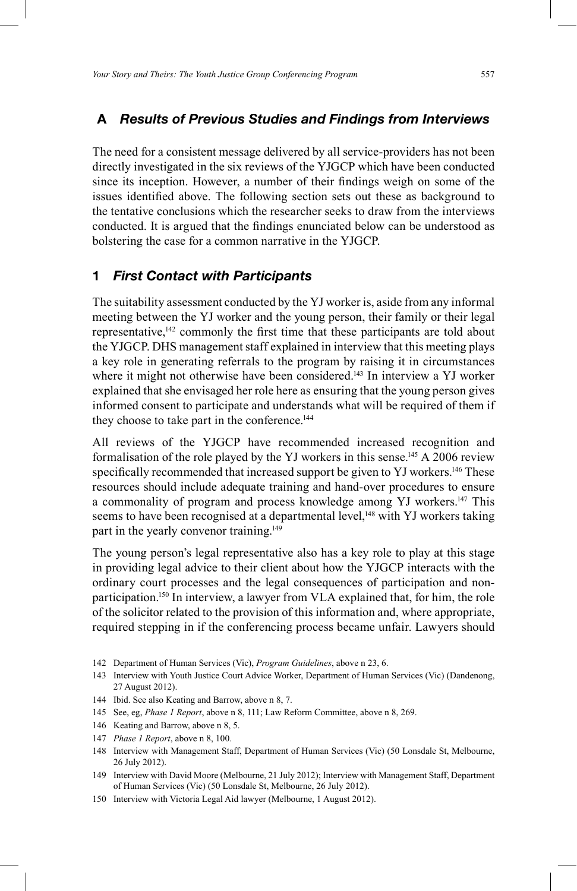## A *Results of Previous Studies and Findings from Interviews*

The need for a consistent message delivered by all service-providers has not been directly investigated in the six reviews of the YJGCP which have been conducted since its inception. However, a number of their findings weigh on some of the issues identified above. The following section sets out these as background to the tentative conclusions which the researcher seeks to draw from the interviews conducted. It is argued that the findings enunciated below can be understood as bolstering the case for a common narrative in the YJGCP.

### 1 *First Contact with Participants*

The suitability assessment conducted by the YJ worker is, aside from any informal meeting between the YJ worker and the young person, their family or their legal representative,[142] commonly the first time that these participants are told about the YJGCP. DHS management staff explained in interview that this meeting plays a key role in generating referrals to the program by raising it in circumstances where it might not otherwise have been considered.[143] In interview a YJ worker explained that she envisaged her role here as ensuring that the young person gives informed consent to participate and understands what will be required of them if they choose to take part in the conference.[144]

All reviews of the YJGCP have recommended increased recognition and formalisation of the role played by the YJ workers in this sense.[145] A 2006 review specifically recommended that increased support be given to YJ workers.[146] These resources should include adequate training and hand-over procedures to ensure a commonality of program and process knowledge among YJ workers.[147] This seems to have been recognised at a departmental level,[148] with YJ workers taking part in the yearly convenor training.[149]

The young person's legal representative also has a key role to play at this stage in providing legal advice to their client about how the YJGCP interacts with the ordinary court processes and the legal consequences of participation and non-participation.[150] In interview, a lawyer from VLA explained that, for him, the role of the solicitor related to the provision of this information and, where appropriate, required stepping in if the conferencing process became unfair. Lawyers should

---

142 Department of Human Services (Vic), *Program Guidelines*, above n 23, 6.

143 Interview with Youth Justice Court Advice Worker, Department of Human Services (Vic) (Dandenong, 27 August 2012).

144 Ibid. See also Keating and Barrow, above n 8, 7.

145 See, eg, *Phase 1 Report*, above n 8, 111; Law Reform Committee, above n 8, 269.

146 Keating and Barrow, above n 8, 5.

147 *Phase 1 Report*, above n 8, 100.

148 Interview with Management Staff, Department of Human Services (Vic) (50 Lonsdale St, Melbourne, 26 July 2012).

149 Interview with David Moore (Melbourne, 21 July 2012); Interview with Management Staff, Department of Human Services (Vic) (50 Lonsdale St, Melbourne, 26 July 2012).

150 Interview with Victoria Legal Aid lawyer (Melbourne, 1 August 2012).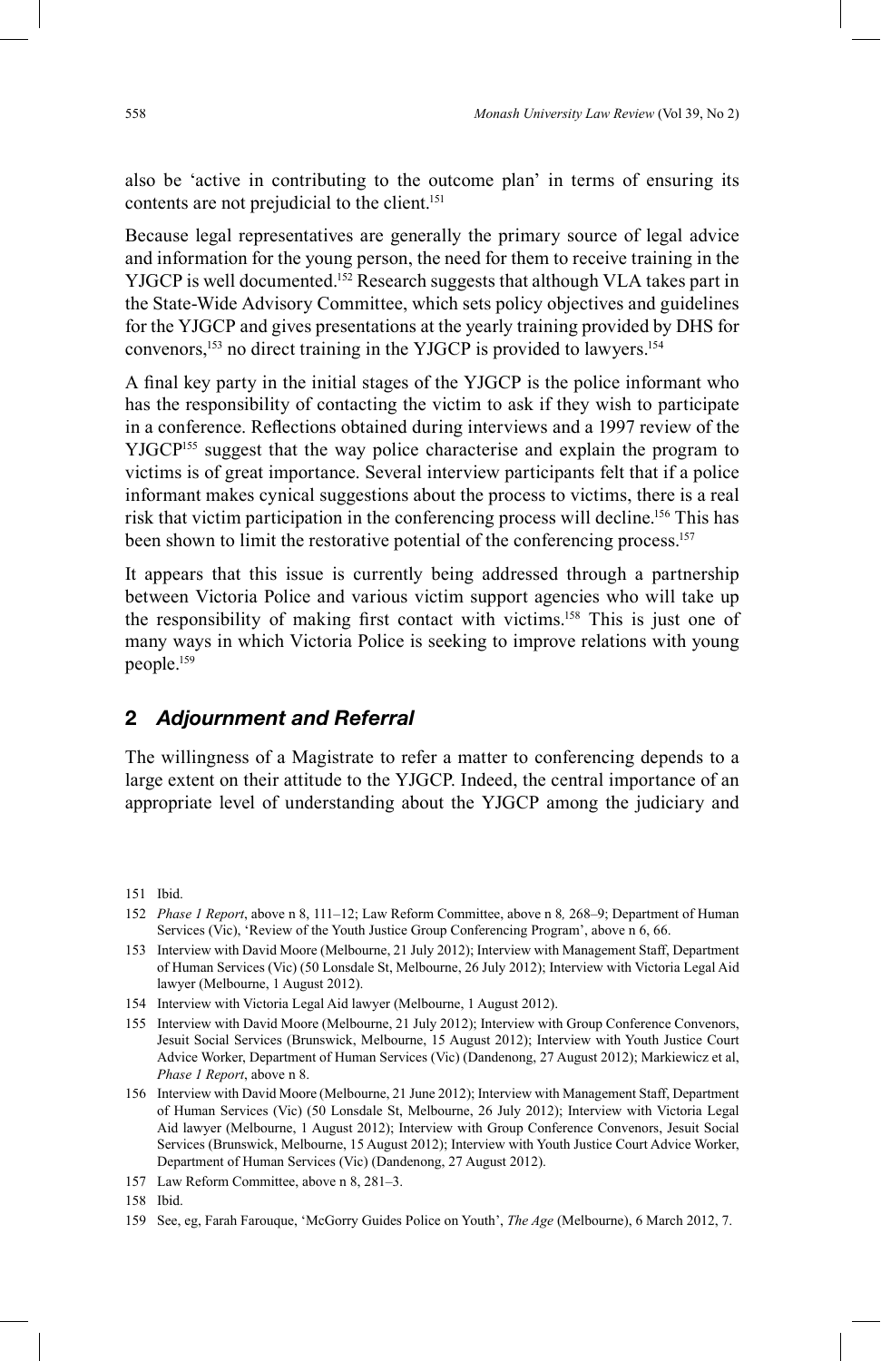also be 'active in contributing to the outcome plan' in terms of ensuring its contents are not prejudicial to the client.[151]

Because legal representatives are generally the primary source of legal advice and information for the young person, the need for them to receive training in the YJGCP is well documented.[152] Research suggests that although VLA takes part in the State-Wide Advisory Committee, which sets policy objectives and guidelines for the YJGCP and gives presentations at the yearly training provided by DHS for convenors,[153] no direct training in the YJGCP is provided to lawyers.[154]

A final key party in the initial stages of the YJGCP is the police informant who has the responsibility of contacting the victim to ask if they wish to participate in a conference. Reflections obtained during interviews and a 1997 review of the YJGCP[155] suggest that the way police characterise and explain the program to victims is of great importance. Several interview participants felt that if a police informant makes cynical suggestions about the process to victims, there is a real risk that victim participation in the conferencing process will decline.[156] This has been shown to limit the restorative potential of the conferencing process.[157]

It appears that this issue is currently being addressed through a partnership between Victoria Police and various victim support agencies who will take up the responsibility of making first contact with victims.[158] This is just one of many ways in which Victoria Police is seeking to improve relations with young people.[159]

## 2 *Adjournment and Referral*

The willingness of a Magistrate to refer a matter to conferencing depends to a large extent on their attitude to the YJGCP. Indeed, the central importance of an appropriate level of understanding about the YJGCP among the judiciary and

151 Ibid.

152 *Phase 1 Report*, above n 8, 111–12; Law Reform Committee, above n 8*,* 268–9; Department of Human Services (Vic), 'Review of the Youth Justice Group Conferencing Program', above n 6, 66.

153 Interview with David Moore (Melbourne, 21 July 2012); Interview with Management Staff, Department of Human Services (Vic) (50 Lonsdale St, Melbourne, 26 July 2012); Interview with Victoria Legal Aid lawyer (Melbourne, 1 August 2012).

154 Interview with Victoria Legal Aid lawyer (Melbourne, 1 August 2012).

155 Interview with David Moore (Melbourne, 21 July 2012); Interview with Group Conference Convenors, Jesuit Social Services (Brunswick, Melbourne, 15 August 2012); Interview with Youth Justice Court Advice Worker, Department of Human Services (Vic) (Dandenong, 27 August 2012); Markiewicz et al, *Phase 1 Report*, above n 8.

156 Interview with David Moore (Melbourne, 21 June 2012); Interview with Management Staff, Department of Human Services (Vic) (50 Lonsdale St, Melbourne, 26 July 2012); Interview with Victoria Legal Aid lawyer (Melbourne, 1 August 2012); Interview with Group Conference Convenors, Jesuit Social Services (Brunswick, Melbourne, 15 August 2012); Interview with Youth Justice Court Advice Worker, Department of Human Services (Vic) (Dandenong, 27 August 2012).

157 Law Reform Committee, above n 8, 281–3.

158 Ibid.

159 See, eg, Farah Farouque, 'McGorry Guides Police on Youth', *The Age* (Melbourne), 6 March 2012, 7.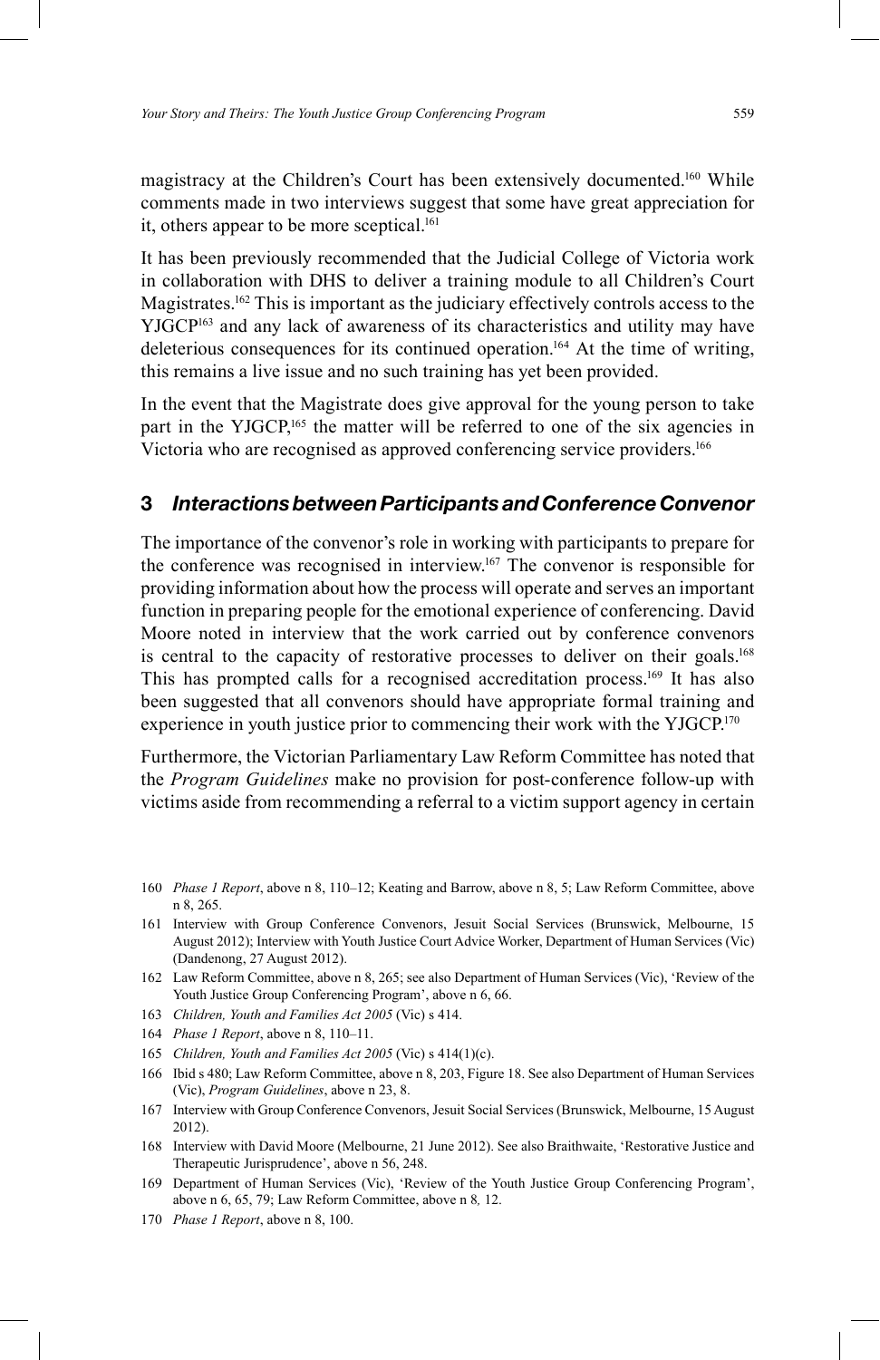magistracy at the Children's Court has been extensively documented.[160] While comments made in two interviews suggest that some have great appreciation for it, others appear to be more sceptical.[161]

It has been previously recommended that the Judicial College of Victoria work in collaboration with DHS to deliver a training module to all Children's Court Magistrates.[162] This is important as the judiciary effectively controls access to the YJGCP[163] and any lack of awareness of its characteristics and utility may have deleterious consequences for its continued operation.[164] At the time of writing, this remains a live issue and no such training has yet been provided.

In the event that the Magistrate does give approval for the young person to take part in the YJGCP,[165] the matter will be referred to one of the six agencies in Victoria who are recognised as approved conferencing service providers.[166]

## 3 *Interactions between Participants and Conference Convenor*

The importance of the convenor's role in working with participants to prepare for the conference was recognised in interview.[167] The convenor is responsible for providing information about how the process will operate and serves an important function in preparing people for the emotional experience of conferencing. David Moore noted in interview that the work carried out by conference convenors is central to the capacity of restorative processes to deliver on their goals.[168] This has prompted calls for a recognised accreditation process.[169] It has also been suggested that all convenors should have appropriate formal training and experience in youth justice prior to commencing their work with the YJGCP.[170]

Furthermore, the Victorian Parliamentary Law Reform Committee has noted that the *Program Guidelines* make no provision for post-conference follow-up with victims aside from recommending a referral to a victim support agency in certain

---

160 *Phase 1 Report*, above n 8, 110–12; Keating and Barrow, above n 8, 5; Law Reform Committee, above n 8, 265.

161 Interview with Group Conference Convenors, Jesuit Social Services (Brunswick, Melbourne, 15 August 2012); Interview with Youth Justice Court Advice Worker, Department of Human Services (Vic) (Dandenong, 27 August 2012).

162 Law Reform Committee, above n 8, 265; see also Department of Human Services (Vic), 'Review of the Youth Justice Group Conferencing Program', above n 6, 66.

163 *Children, Youth and Families Act 2005* (Vic) s 414.

164 *Phase 1 Report*, above n 8, 110–11.

165 *Children, Youth and Families Act 2005* (Vic) s 414(1)(c).

166 Ibid s 480; Law Reform Committee, above n 8, 203, Figure 18. See also Department of Human Services (Vic), *Program Guidelines*, above n 23, 8.

167 Interview with Group Conference Convenors, Jesuit Social Services (Brunswick, Melbourne, 15 August 2012).

168 Interview with David Moore (Melbourne, 21 June 2012). See also Braithwaite, 'Restorative Justice and Therapeutic Jurisprudence', above n 56, 248.

169 Department of Human Services (Vic), 'Review of the Youth Justice Group Conferencing Program', above n 6, 65, 79; Law Reform Committee, above n 8, 12.

170 *Phase 1 Report*, above n 8, 100.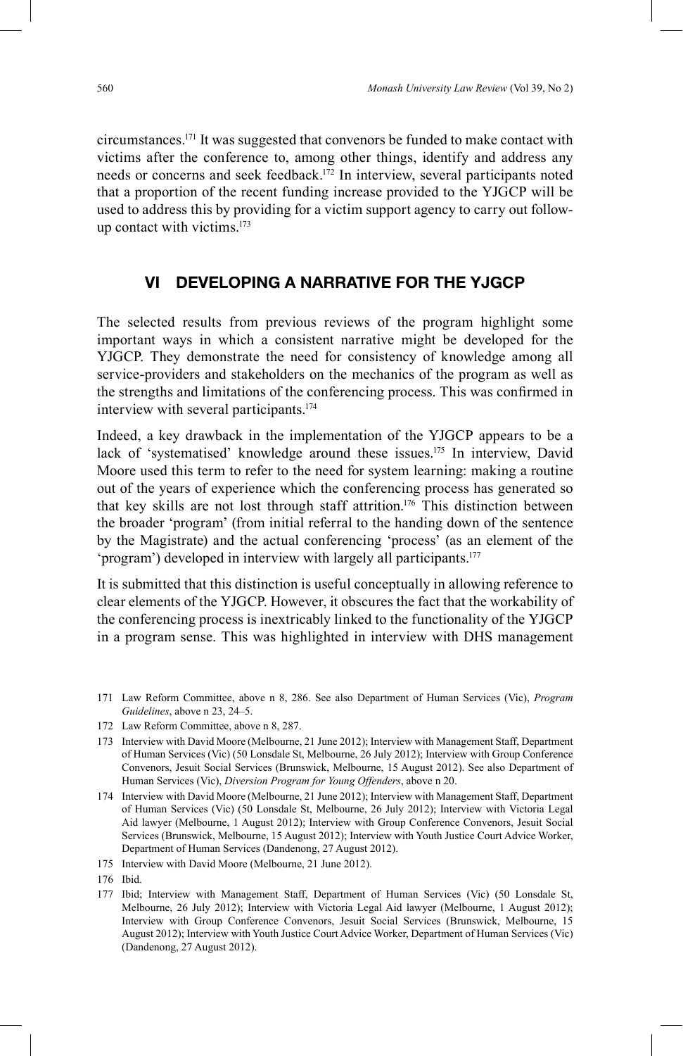circumstances.[171] It was suggested that convenors be funded to make contact with victims after the conference to, among other things, identify and address any needs or concerns and seek feedback.[172] In interview, several participants noted that a proportion of the recent funding increase provided to the YJGCP will be used to address this by providing for a victim support agency to carry out follow-up contact with victims.[173]

## VI DEVELOPING A NARRATIVE FOR THE YJGCP

The selected results from previous reviews of the program highlight some important ways in which a consistent narrative might be developed for the YJGCP. They demonstrate the need for consistency of knowledge among all service-providers and stakeholders on the mechanics of the program as well as the strengths and limitations of the conferencing process. This was confirmed in interview with several participants.[174]

Indeed, a key drawback in the implementation of the YJGCP appears to be a lack of 'systematised' knowledge around these issues.[175] In interview, David Moore used this term to refer to the need for system learning: making a routine out of the years of experience which the conferencing process has generated so that key skills are not lost through staff attrition.[176] This distinction between the broader 'program' (from initial referral to the handing down of the sentence by the Magistrate) and the actual conferencing 'process' (as an element of the 'program') developed in interview with largely all participants.[177]

It is submitted that this distinction is useful conceptually in allowing reference to clear elements of the YJGCP. However, it obscures the fact that the workability of the conferencing process is inextricably linked to the functionality of the YJGCP in a program sense. This was highlighted in interview with DHS management

171 Law Reform Committee, above n 8, 286. See also Department of Human Services (Vic), *Program Guidelines*, above n 23, 24–5.

172 Law Reform Committee, above n 8, 287.

173 Interview with David Moore (Melbourne, 21 June 2012); Interview with Management Staff, Department of Human Services (Vic) (50 Lonsdale St, Melbourne, 26 July 2012); Interview with Group Conference Convenors, Jesuit Social Services (Brunswick, Melbourne, 15 August 2012). See also Department of Human Services (Vic), *Diversion Program for Young Offenders*, above n 20.

174 Interview with David Moore (Melbourne, 21 June 2012); Interview with Management Staff, Department of Human Services (Vic) (50 Lonsdale St, Melbourne, 26 July 2012); Interview with Victoria Legal Aid lawyer (Melbourne, 1 August 2012); Interview with Group Conference Convenors, Jesuit Social Services (Brunswick, Melbourne, 15 August 2012); Interview with Youth Justice Court Advice Worker, Department of Human Services (Dandenong, 27 August 2012).

175 Interview with David Moore (Melbourne, 21 June 2012).

176 Ibid.

177 Ibid; Interview with Management Staff, Department of Human Services (Vic) (50 Lonsdale St, Melbourne, 26 July 2012); Interview with Victoria Legal Aid lawyer (Melbourne, 1 August 2012); Interview with Group Conference Convenors, Jesuit Social Services (Brunswick, Melbourne, 15 August 2012); Interview with Youth Justice Court Advice Worker, Department of Human Services (Vic) (Dandenong, 27 August 2012).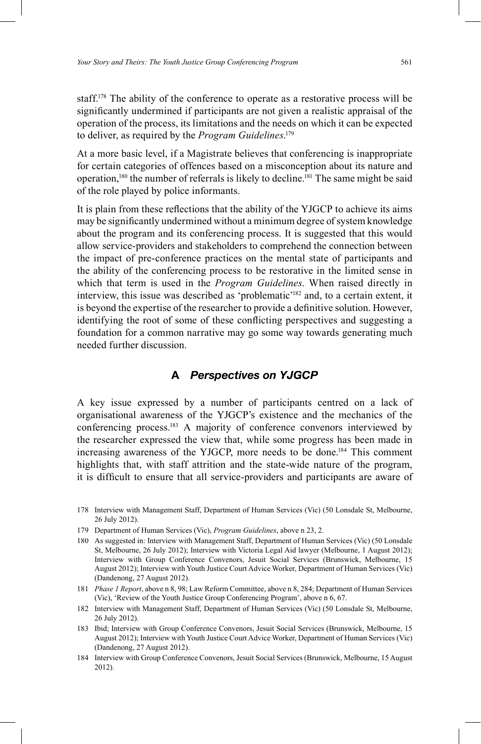staff.[178] The ability of the conference to operate as a restorative process will be significantly undermined if participants are not given a realistic appraisal of the operation of the process, its limitations and the needs on which it can be expected to deliver, as required by the *Program Guidelines*.[179]

At a more basic level, if a Magistrate believes that conferencing is inappropriate for certain categories of offences based on a misconception about its nature and operation,[180] the number of referrals is likely to decline.[181] The same might be said of the role played by police informants.

It is plain from these reflections that the ability of the YJGCP to achieve its aims may be significantly undermined without a minimum degree of system knowledge about the program and its conferencing process. It is suggested that this would allow service-providers and stakeholders to comprehend the connection between the impact of pre-conference practices on the mental state of participants and the ability of the conferencing process to be restorative in the limited sense in which that term is used in the *Program Guidelines*. When raised directly in interview, this issue was described as 'problematic'[182] and, to a certain extent, it is beyond the expertise of the researcher to provide a definitive solution. However, identifying the root of some of these conflicting perspectives and suggesting a foundation for a common narrative may go some way towards generating much needed further discussion.

## A *Perspectives on YJGCP*

A key issue expressed by a number of participants centred on a lack of organisational awareness of the YJGCP's existence and the mechanics of the conferencing process.[183] A majority of conference convenors interviewed by the researcher expressed the view that, while some progress has been made in increasing awareness of the YJGCP, more needs to be done.[184] This comment highlights that, with staff attrition and the state-wide nature of the program, it is difficult to ensure that all service-providers and participants are aware of

---

178 Interview with Management Staff, Department of Human Services (Vic) (50 Lonsdale St, Melbourne, 26 July 2012).

179 Department of Human Services (Vic), *Program Guidelines*, above n 23, 2.

180 As suggested in: Interview with Management Staff, Department of Human Services (Vic) (50 Lonsdale St, Melbourne, 26 July 2012); Interview with Victoria Legal Aid lawyer (Melbourne, 1 August 2012); Interview with Group Conference Convenors, Jesuit Social Services (Brunswick, Melbourne, 15 August 2012); Interview with Youth Justice Court Advice Worker, Department of Human Services (Vic) (Dandenong, 27 August 2012).

181 *Phase 1 Report*, above n 8, 98; Law Reform Committee, above n 8, 284; Department of Human Services (Vic), 'Review of the Youth Justice Group Conferencing Program', above n 6, 67.

182 Interview with Management Staff, Department of Human Services (Vic) (50 Lonsdale St, Melbourne, 26 July 2012).

183 Ibid; Interview with Group Conference Convenors, Jesuit Social Services (Brunswick, Melbourne, 15 August 2012); Interview with Youth Justice Court Advice Worker, Department of Human Services (Vic) (Dandenong, 27 August 2012).

184 Interview with Group Conference Convenors, Jesuit Social Services (Brunswick, Melbourne, 15 August 2012).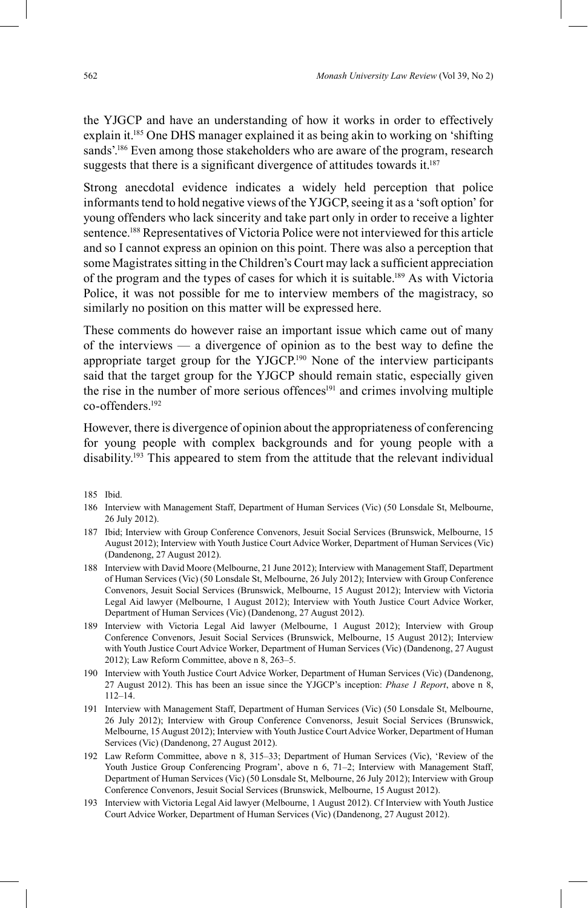the YJGCP and have an understanding of how it works in order to effectively explain it.[185] One DHS manager explained it as being akin to working on 'shifting sands'.[186] Even among those stakeholders who are aware of the program, research suggests that there is a significant divergence of attitudes towards it.[187]

Strong anecdotal evidence indicates a widely held perception that police informants tend to hold negative views of the YJGCP, seeing it as a 'soft option' for young offenders who lack sincerity and take part only in order to receive a lighter sentence.[188] Representatives of Victoria Police were not interviewed for this article and so I cannot express an opinion on this point. There was also a perception that some Magistrates sitting in the Children's Court may lack a sufficient appreciation of the program and the types of cases for which it is suitable.[189] As with Victoria Police, it was not possible for me to interview members of the magistracy, so similarly no position on this matter will be expressed here.

These comments do however raise an important issue which came out of many of the interviews — a divergence of opinion as to the best way to define the appropriate target group for the YJGCP.[190] None of the interview participants said that the target group for the YJGCP should remain static, especially given the rise in the number of more serious offences[191] and crimes involving multiple co-offenders.[192]

However, there is divergence of opinion about the appropriateness of conferencing for young people with complex backgrounds and for young people with a disability.[193] This appeared to stem from the attitude that the relevant individual

185 Ibid.

186 Interview with Management Staff, Department of Human Services (Vic) (50 Lonsdale St, Melbourne, 26 July 2012).

187 Ibid; Interview with Group Conference Convenors, Jesuit Social Services (Brunswick, Melbourne, 15 August 2012); Interview with Youth Justice Court Advice Worker, Department of Human Services (Vic) (Dandenong, 27 August 2012).

188 Interview with David Moore (Melbourne, 21 June 2012); Interview with Management Staff, Department of Human Services (Vic) (50 Lonsdale St, Melbourne, 26 July 2012); Interview with Group Conference Convenors, Jesuit Social Services (Brunswick, Melbourne, 15 August 2012); Interview with Victoria Legal Aid lawyer (Melbourne, 1 August 2012); Interview with Youth Justice Court Advice Worker, Department of Human Services (Vic) (Dandenong, 27 August 2012).

189 Interview with Victoria Legal Aid lawyer (Melbourne, 1 August 2012); Interview with Group Conference Convenors, Jesuit Social Services (Brunswick, Melbourne, 15 August 2012); Interview with Youth Justice Court Advice Worker, Department of Human Services (Vic) (Dandenong, 27 August 2012); Law Reform Committee, above n 8, 263–5.

190 Interview with Youth Justice Court Advice Worker, Department of Human Services (Vic) (Dandenong, 27 August 2012). This has been an issue since the YJGCP's inception: *Phase 1 Report*, above n 8, 112–14.

191 Interview with Management Staff, Department of Human Services (Vic) (50 Lonsdale St, Melbourne, 26 July 2012); Interview with Group Conference Convenorss, Jesuit Social Services (Brunswick, Melbourne, 15 August 2012); Interview with Youth Justice Court Advice Worker, Department of Human Services (Vic) (Dandenong, 27 August 2012).

192 Law Reform Committee, above n 8, 315–33; Department of Human Services (Vic), 'Review of the Youth Justice Group Conferencing Program', above n 6, 71–2; Interview with Management Staff, Department of Human Services (Vic) (50 Lonsdale St, Melbourne, 26 July 2012); Interview with Group Conference Convenors, Jesuit Social Services (Brunswick, Melbourne, 15 August 2012).

193 Interview with Victoria Legal Aid lawyer (Melbourne, 1 August 2012). Cf Interview with Youth Justice Court Advice Worker, Department of Human Services (Vic) (Dandenong, 27 August 2012).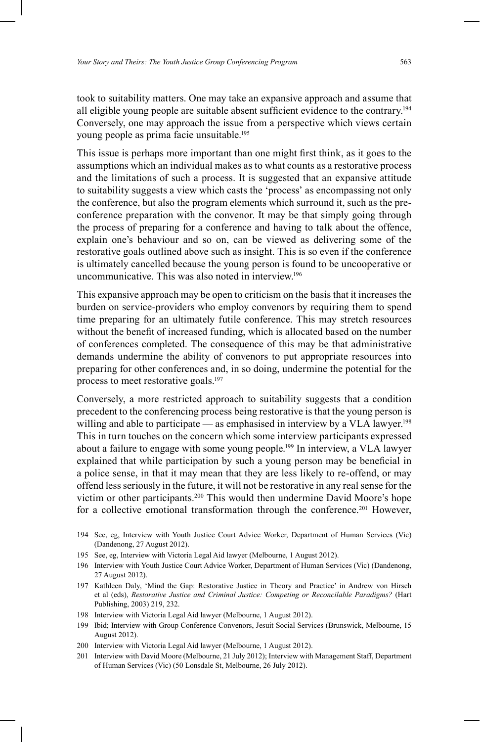took to suitability matters. One may take an expansive approach and assume that all eligible young people are suitable absent sufficient evidence to the contrary.[194] Conversely, one may approach the issue from a perspective which views certain young people as prima facie unsuitable.[195]

This issue is perhaps more important than one might first think, as it goes to the assumptions which an individual makes as to what counts as a restorative process and the limitations of such a process. It is suggested that an expansive attitude to suitability suggests a view which casts the 'process' as encompassing not only the conference, but also the program elements which surround it, such as the pre-conference preparation with the convenor. It may be that simply going through the process of preparing for a conference and having to talk about the offence, explain one's behaviour and so on, can be viewed as delivering some of the restorative goals outlined above such as insight. This is so even if the conference is ultimately cancelled because the young person is found to be uncooperative or uncommunicative. This was also noted in interview.[196]

This expansive approach may be open to criticism on the basis that it increases the burden on service-providers who employ convenors by requiring them to spend time preparing for an ultimately futile conference. This may stretch resources without the benefit of increased funding, which is allocated based on the number of conferences completed. The consequence of this may be that administrative demands undermine the ability of convenors to put appropriate resources into preparing for other conferences and, in so doing, undermine the potential for the process to meet restorative goals.[197]

Conversely, a more restricted approach to suitability suggests that a condition precedent to the conferencing process being restorative is that the young person is willing and able to participate — as emphasised in interview by a VLA lawyer.[198] This in turn touches on the concern which some interview participants expressed about a failure to engage with some young people.[199] In interview, a VLA lawyer explained that while participation by such a young person may be beneficial in a police sense, in that it may mean that they are less likely to re-offend, or may offend less seriously in the future, it will not be restorative in any real sense for the victim or other participants.[200] This would then undermine David Moore's hope for a collective emotional transformation through the conference.[201] However,

194 See, eg, Interview with Youth Justice Court Advice Worker, Department of Human Services (Vic) (Dandenong, 27 August 2012).

195 See, eg, Interview with Victoria Legal Aid lawyer (Melbourne, 1 August 2012).

196 Interview with Youth Justice Court Advice Worker, Department of Human Services (Vic) (Dandenong, 27 August 2012).

197 Kathleen Daly, 'Mind the Gap: Restorative Justice in Theory and Practice' in Andrew von Hirsch et al (eds), *Restorative Justice and Criminal Justice: Competing or Reconcilable Paradigms?* (Hart Publishing, 2003) 219, 232.

198 Interview with Victoria Legal Aid lawyer (Melbourne, 1 August 2012).

199 Ibid; Interview with Group Conference Convenors, Jesuit Social Services (Brunswick, Melbourne, 15 August 2012).

200 Interview with Victoria Legal Aid lawyer (Melbourne, 1 August 2012).

201 Interview with David Moore (Melbourne, 21 July 2012); Interview with Management Staff, Department of Human Services (Vic) (50 Lonsdale St, Melbourne, 26 July 2012).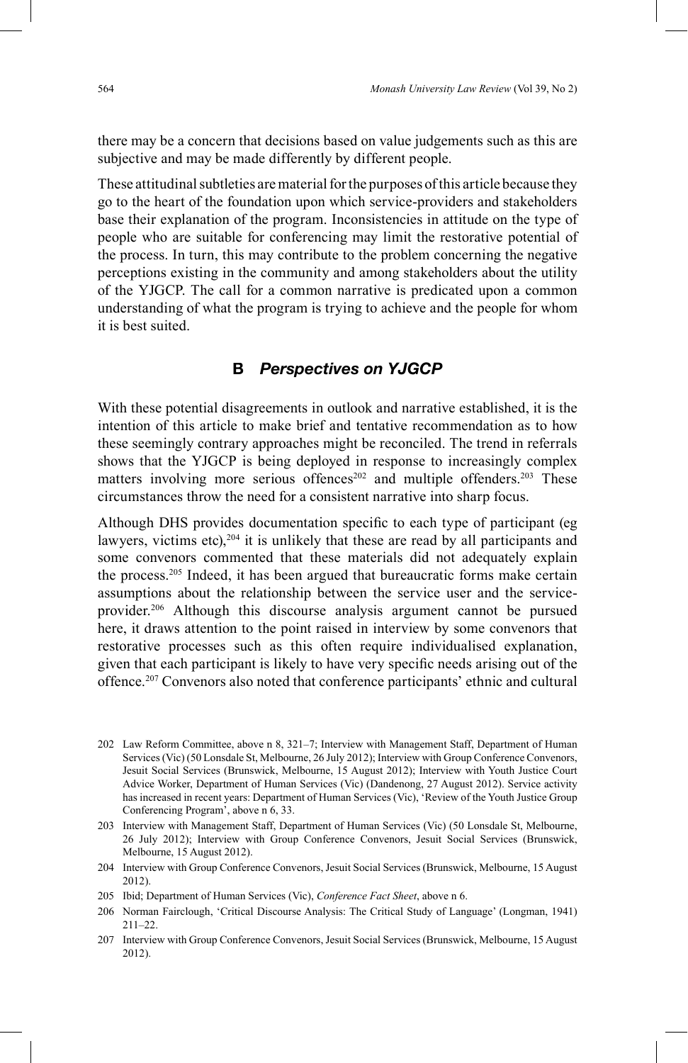there may be a concern that decisions based on value judgements such as this are subjective and may be made differently by different people.

These attitudinal subtleties are material for the purposes of this article because they go to the heart of the foundation upon which service-providers and stakeholders base their explanation of the program. Inconsistencies in attitude on the type of people who are suitable for conferencing may limit the restorative potential of the process. In turn, this may contribute to the problem concerning the negative perceptions existing in the community and among stakeholders about the utility of the YJGCP. The call for a common narrative is predicated upon a common understanding of what the program is trying to achieve and the people for whom it is best suited.

### B *Perspectives on YJGCP*

With these potential disagreements in outlook and narrative established, it is the intention of this article to make brief and tentative recommendation as to how these seemingly contrary approaches might be reconciled. The trend in referrals shows that the YJGCP is being deployed in response to increasingly complex matters involving more serious offences[202] and multiple offenders.[203] These circumstances throw the need for a consistent narrative into sharp focus.

Although DHS provides documentation specific to each type of participant (eg lawyers, victims etc),[204] it is unlikely that these are read by all participants and some convenors commented that these materials did not adequately explain the process.[205] Indeed, it has been argued that bureaucratic forms make certain assumptions about the relationship between the service user and the service-provider.[206] Although this discourse analysis argument cannot be pursued here, it draws attention to the point raised in interview by some convenors that restorative processes such as this often require individualised explanation, given that each participant is likely to have very specific needs arising out of the offence.[207] Convenors also noted that conference participants' ethnic and cultural

---

202 Law Reform Committee, above n 8, 321–7; Interview with Management Staff, Department of Human Services (Vic) (50 Lonsdale St, Melbourne, 26 July 2012); Interview with Group Conference Convenors, Jesuit Social Services (Brunswick, Melbourne, 15 August 2012); Interview with Youth Justice Court Advice Worker, Department of Human Services (Vic) (Dandenong, 27 August 2012). Service activity has increased in recent years: Department of Human Services (Vic), 'Review of the Youth Justice Group Conferencing Program', above n 6, 33.

203 Interview with Management Staff, Department of Human Services (Vic) (50 Lonsdale St, Melbourne, 26 July 2012); Interview with Group Conference Convenors, Jesuit Social Services (Brunswick, Melbourne, 15 August 2012).

204 Interview with Group Conference Convenors, Jesuit Social Services (Brunswick, Melbourne, 15 August 2012).

205 Ibid; Department of Human Services (Vic), *Conference Fact Sheet*, above n 6.

206 Norman Fairclough, 'Critical Discourse Analysis: The Critical Study of Language' (Longman, 1941) 211–22.

207 Interview with Group Conference Convenors, Jesuit Social Services (Brunswick, Melbourne, 15 August 2012).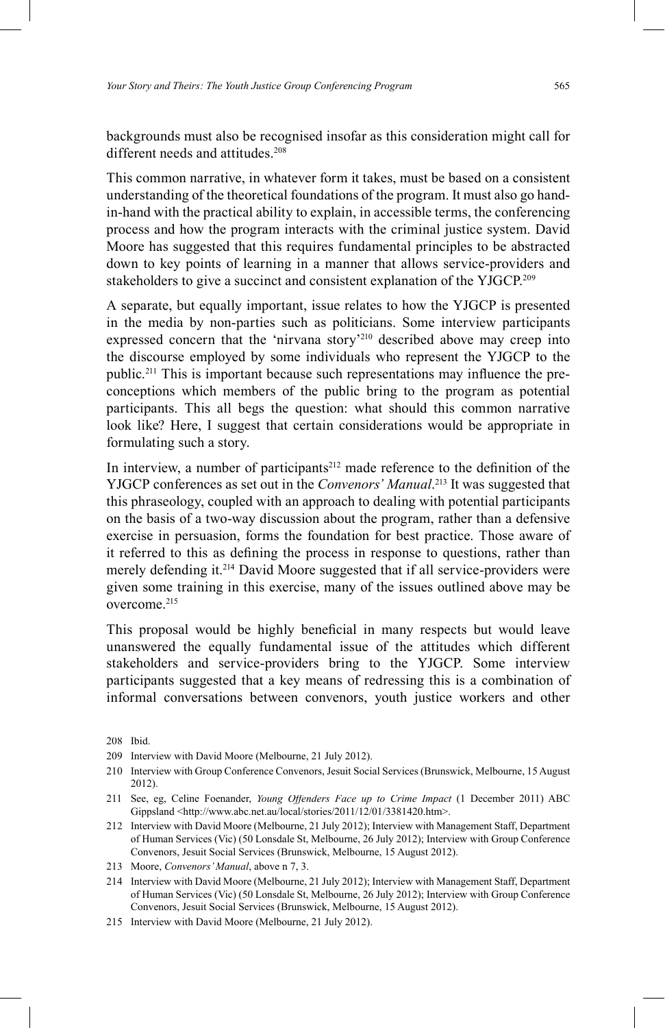backgrounds must also be recognised insofar as this consideration might call for different needs and attitudes.[208]

This common narrative, in whatever form it takes, must be based on a consistent understanding of the theoretical foundations of the program. It must also go hand-in-hand with the practical ability to explain, in accessible terms, the conferencing process and how the program interacts with the criminal justice system. David Moore has suggested that this requires fundamental principles to be abstracted down to key points of learning in a manner that allows service-providers and stakeholders to give a succinct and consistent explanation of the YJGCP.[209]

A separate, but equally important, issue relates to how the YJGCP is presented in the media by non-parties such as politicians. Some interview participants expressed concern that the 'nirvana story'[210] described above may creep into the discourse employed by some individuals who represent the YJGCP to the public.[211] This is important because such representations may influence the pre-conceptions which members of the public bring to the program as potential participants. This all begs the question: what should this common narrative look like? Here, I suggest that certain considerations would be appropriate in formulating such a story.

In interview, a number of participants[212] made reference to the definition of the YJGCP conferences as set out in the *Convenors' Manual*.[213] It was suggested that this phraseology, coupled with an approach to dealing with potential participants on the basis of a two-way discussion about the program, rather than a defensive exercise in persuasion, forms the foundation for best practice. Those aware of it referred to this as defining the process in response to questions, rather than merely defending it.[214] David Moore suggested that if all service-providers were given some training in this exercise, many of the issues outlined above may be overcome.[215]

This proposal would be highly beneficial in many respects but would leave unanswered the equally fundamental issue of the attitudes which different stakeholders and service-providers bring to the YJGCP. Some interview participants suggested that a key means of redressing this is a combination of informal conversations between convenors, youth justice workers and other

---

208 Ibid.

209 Interview with David Moore (Melbourne, 21 July 2012).

210 Interview with Group Conference Convenors, Jesuit Social Services (Brunswick, Melbourne, 15 August 2012).

211 See, eg, Celine Foenander, *Young Offenders Face up to Crime Impact* (1 December 2011) ABC Gippsland <http://www.abc.net.au/local/stories/2011/12/01/3381420.htm>.

212 Interview with David Moore (Melbourne, 21 July 2012); Interview with Management Staff, Department of Human Services (Vic) (50 Lonsdale St, Melbourne, 26 July 2012); Interview with Group Conference Convenors, Jesuit Social Services (Brunswick, Melbourne, 15 August 2012).

213 Moore, *Convenors' Manual*, above n 7, 3.

214 Interview with David Moore (Melbourne, 21 July 2012); Interview with Management Staff, Department of Human Services (Vic) (50 Lonsdale St, Melbourne, 26 July 2012); Interview with Group Conference Convenors, Jesuit Social Services (Brunswick, Melbourne, 15 August 2012).

215 Interview with David Moore (Melbourne, 21 July 2012).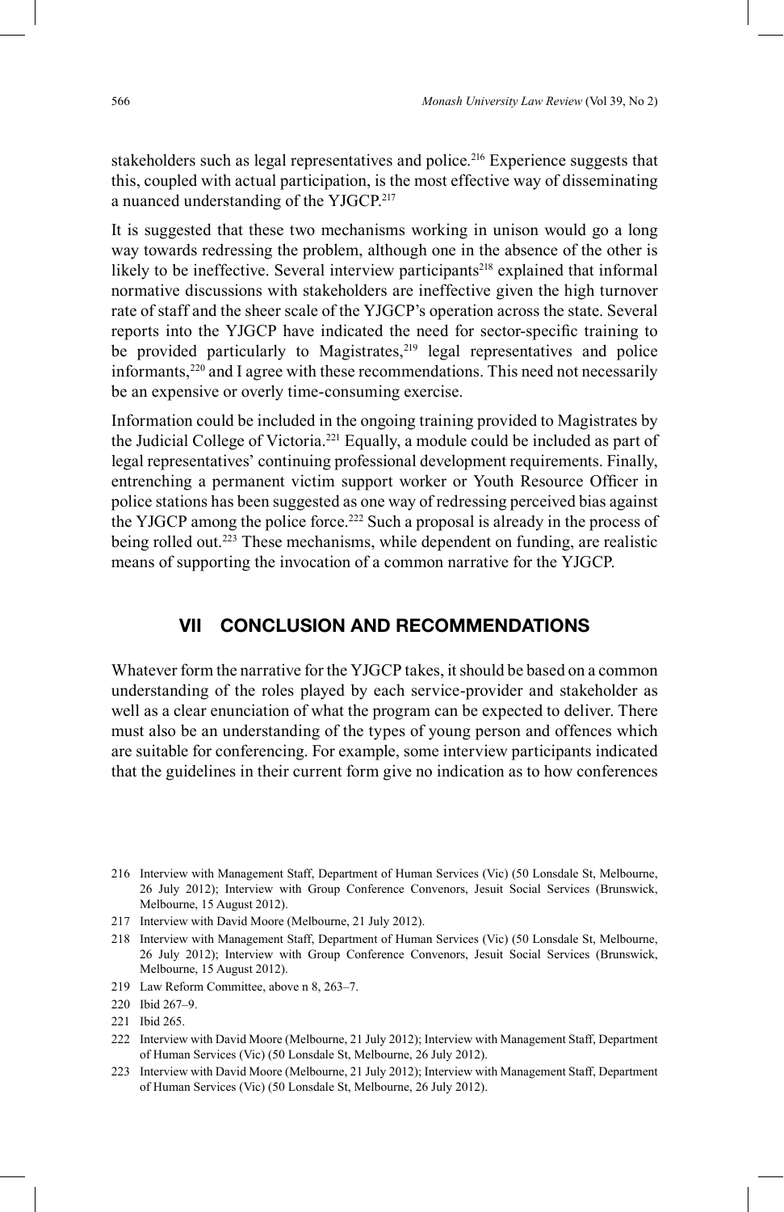stakeholders such as legal representatives and police.[216] Experience suggests that this, coupled with actual participation, is the most effective way of disseminating a nuanced understanding of the YJGCP.[217]

It is suggested that these two mechanisms working in unison would go a long way towards redressing the problem, although one in the absence of the other is likely to be ineffective. Several interview participants[218] explained that informal normative discussions with stakeholders are ineffective given the high turnover rate of staff and the sheer scale of the YJGCP's operation across the state. Several reports into the YJGCP have indicated the need for sector-specific training to be provided particularly to Magistrates,[219] legal representatives and police informants,[220] and I agree with these recommendations. This need not necessarily be an expensive or overly time-consuming exercise.

Information could be included in the ongoing training provided to Magistrates by the Judicial College of Victoria.[221] Equally, a module could be included as part of legal representatives' continuing professional development requirements. Finally, entrenching a permanent victim support worker or Youth Resource Officer in police stations has been suggested as one way of redressing perceived bias against the YJGCP among the police force.[222] Such a proposal is already in the process of being rolled out.[223] These mechanisms, while dependent on funding, are realistic means of supporting the invocation of a common narrative for the YJGCP.

## VII CONCLUSION AND RECOMMENDATIONS

Whatever form the narrative for the YJGCP takes, it should be based on a common understanding of the roles played by each service-provider and stakeholder as well as a clear enunciation of what the program can be expected to deliver. There must also be an understanding of the types of young person and offences which are suitable for conferencing. For example, some interview participants indicated that the guidelines in their current form give no indication as to how conferences

---

216 Interview with Management Staff, Department of Human Services (Vic) (50 Lonsdale St, Melbourne, 26 July 2012); Interview with Group Conference Convenors, Jesuit Social Services (Brunswick, Melbourne, 15 August 2012).

217 Interview with David Moore (Melbourne, 21 July 2012).

218 Interview with Management Staff, Department of Human Services (Vic) (50 Lonsdale St, Melbourne, 26 July 2012); Interview with Group Conference Convenors, Jesuit Social Services (Brunswick, Melbourne, 15 August 2012).

219 Law Reform Committee, above n 8, 263–7.

220 Ibid 267–9.

221 Ibid 265.

222 Interview with David Moore (Melbourne, 21 July 2012); Interview with Management Staff, Department of Human Services (Vic) (50 Lonsdale St, Melbourne, 26 July 2012).

223 Interview with David Moore (Melbourne, 21 July 2012); Interview with Management Staff, Department of Human Services (Vic) (50 Lonsdale St, Melbourne, 26 July 2012).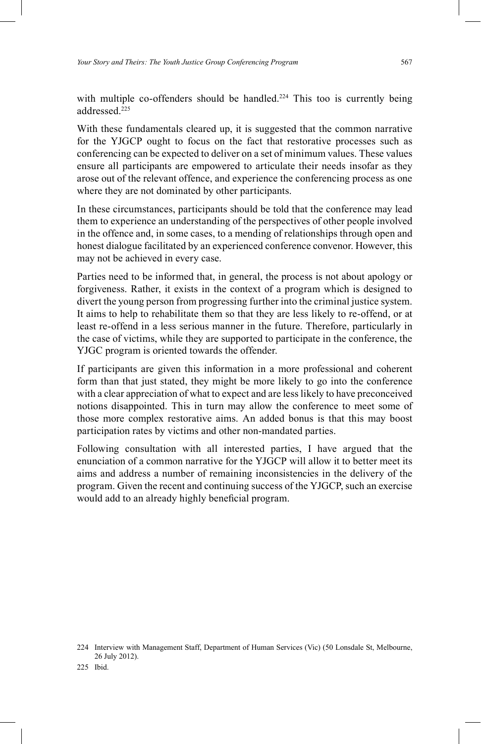with multiple co-offenders should be handled.[224] This too is currently being addressed.[225]

With these fundamentals cleared up, it is suggested that the common narrative for the YJGCP ought to focus on the fact that restorative processes such as conferencing can be expected to deliver on a set of minimum values. These values ensure all participants are empowered to articulate their needs insofar as they arose out of the relevant offence, and experience the conferencing process as one where they are not dominated by other participants.

In these circumstances, participants should be told that the conference may lead them to experience an understanding of the perspectives of other people involved in the offence and, in some cases, to a mending of relationships through open and honest dialogue facilitated by an experienced conference convenor. However, this may not be achieved in every case.

Parties need to be informed that, in general, the process is not about apology or forgiveness. Rather, it exists in the context of a program which is designed to divert the young person from progressing further into the criminal justice system. It aims to help to rehabilitate them so that they are less likely to re-offend, or at least re-offend in a less serious manner in the future. Therefore, particularly in the case of victims, while they are supported to participate in the conference, the YJGC program is oriented towards the offender.

If participants are given this information in a more professional and coherent form than that just stated, they might be more likely to go into the conference with a clear appreciation of what to expect and are less likely to have preconceived notions disappointed. This in turn may allow the conference to meet some of those more complex restorative aims. An added bonus is that this may boost participation rates by victims and other non-mandated parties.

Following consultation with all interested parties, I have argued that the enunciation of a common narrative for the YJGCP will allow it to better meet its aims and address a number of remaining inconsistencies in the delivery of the program. Given the recent and continuing success of the YJGCP, such an exercise would add to an already highly beneficial program.

224 Interview with Management Staff, Department of Human Services (Vic) (50 Lonsdale St, Melbourne, 26 July 2012).

225 Ibid.